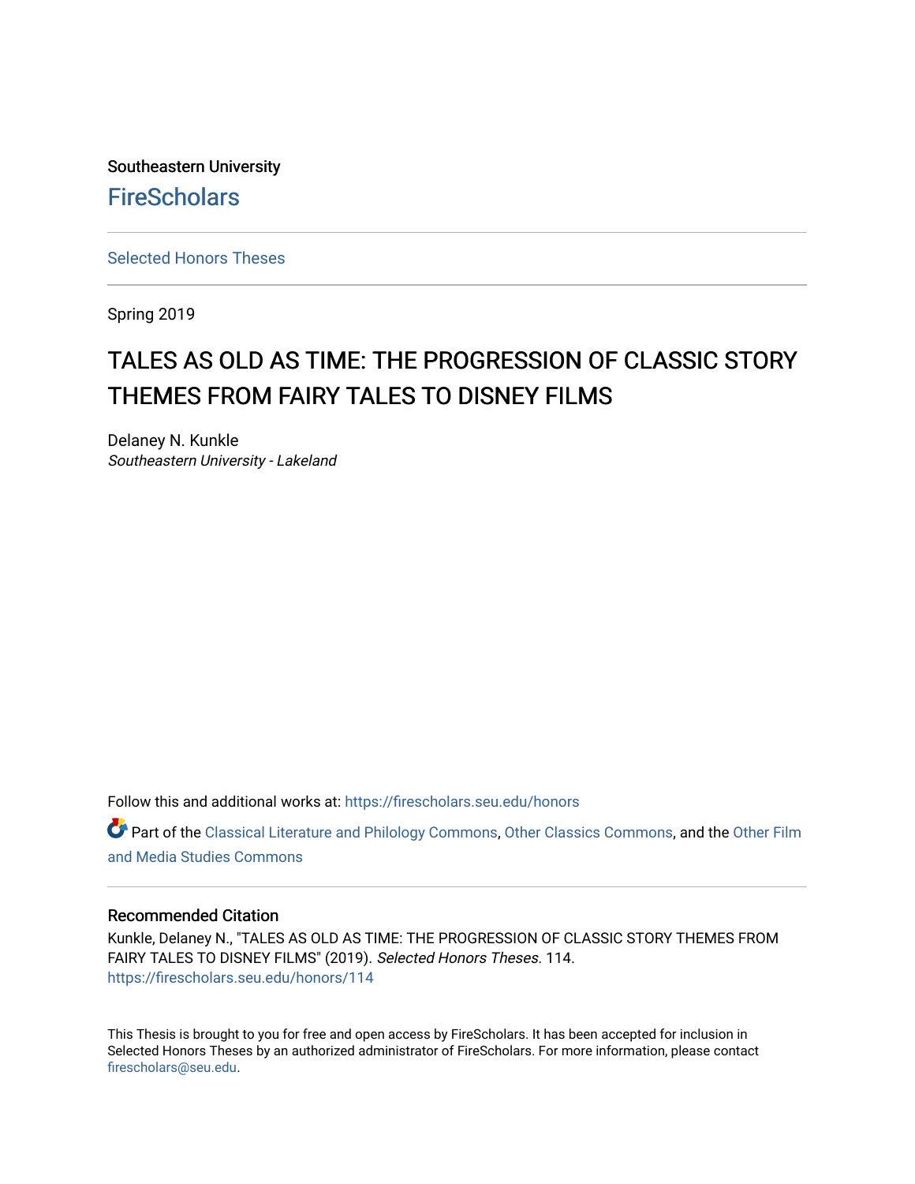Southeastern University

FireScholars

---

Selected Honors Theses

---

Spring 2019

# TALES AS OLD AS TIME: THE PROGRESSION OF CLASSIC STORY THEMES FROM FAIRY TALES TO DISNEY FILMS

Delaney N. Kunkle
*Southeastern University - Lakeland*

Follow this and additional works at: https://firescholars.seu.edu/honors

Part of the Classical Literature and Philology Commons, Other Classics Commons, and the Other Film and Media Studies Commons

---

### Recommended Citation

Kunkle, Delaney N., "TALES AS OLD AS TIME: THE PROGRESSION OF CLASSIC STORY THEMES FROM FAIRY TALES TO DISNEY FILMS" (2019). *Selected Honors Theses*. 114.
https://firescholars.seu.edu/honors/114

This Thesis is brought to you for free and open access by FireScholars. It has been accepted for inclusion in Selected Honors Theses by an authorized administrator of FireScholars. For more information, please contact firescholars@seu.edu.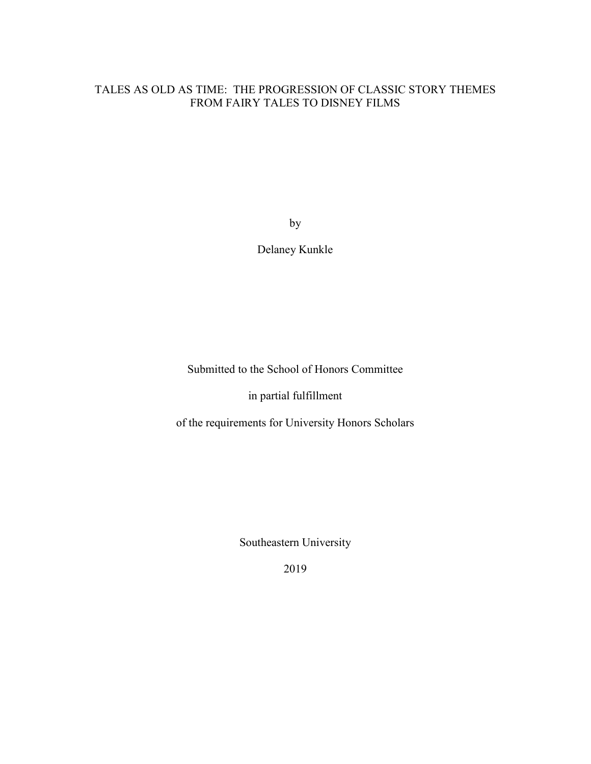# TALES AS OLD AS TIME: THE PROGRESSION OF CLASSIC STORY THEMES FROM FAIRY TALES TO DISNEY FILMS

by

Delaney Kunkle

Submitted to the School of Honors Committee

in partial fulfillment

of the requirements for University Honors Scholars

Southeastern University

2019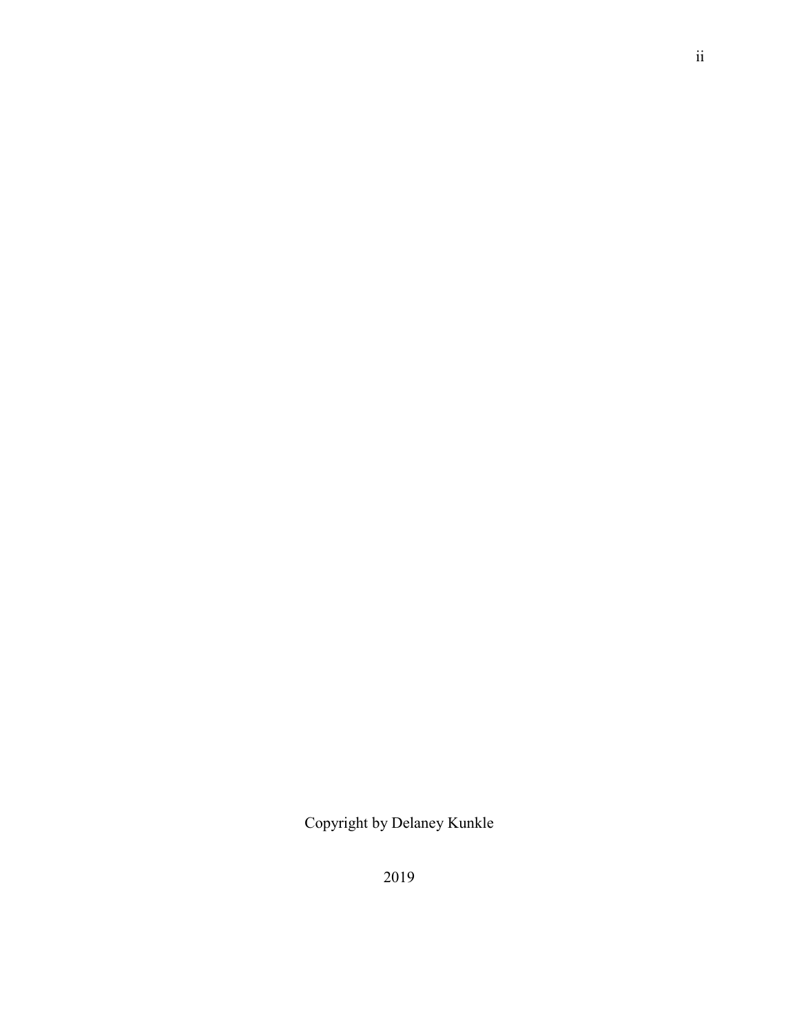Copyright by Delaney Kunkle

2019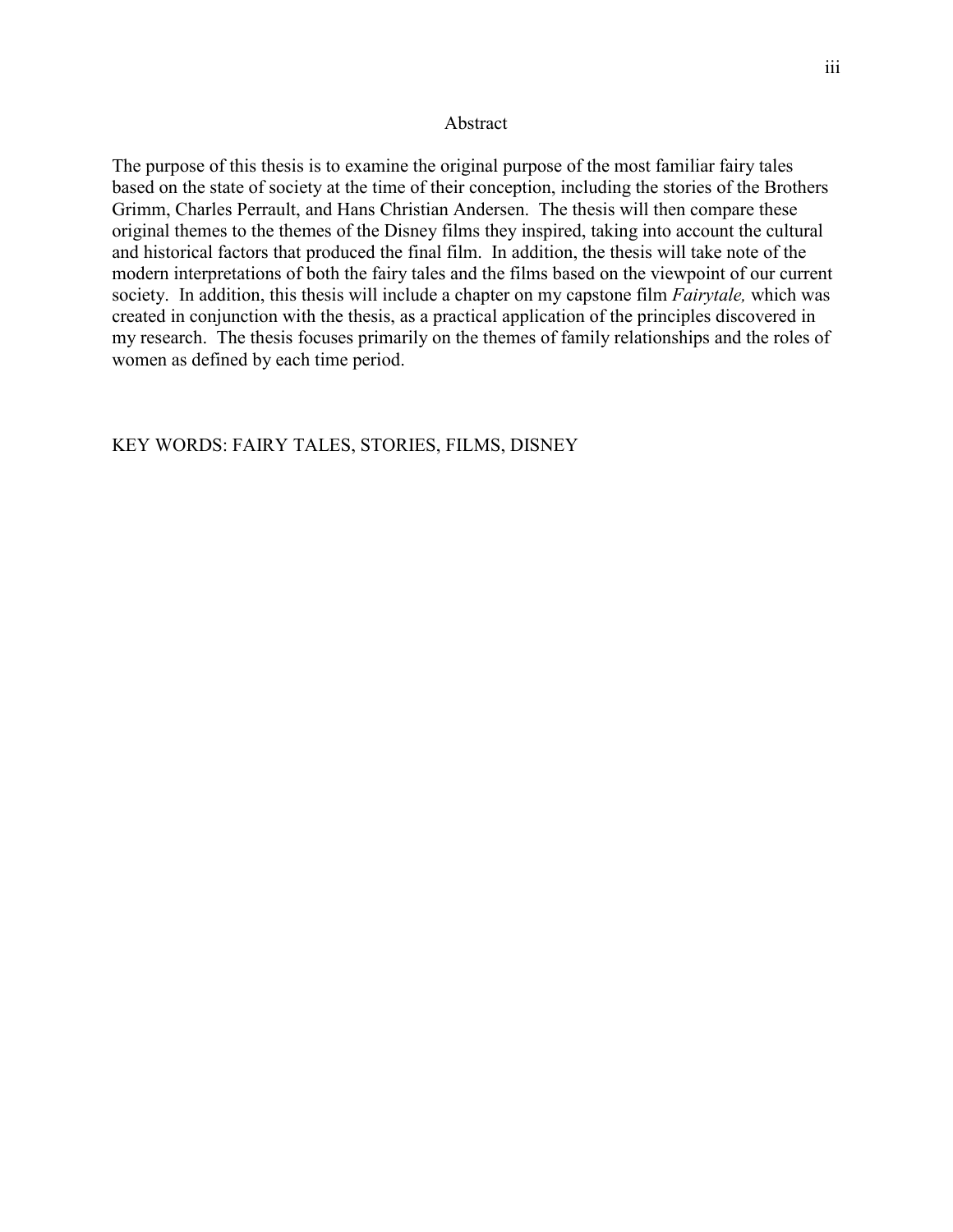# Abstract

The purpose of this thesis is to examine the original purpose of the most familiar fairy tales based on the state of society at the time of their conception, including the stories of the Brothers Grimm, Charles Perrault, and Hans Christian Andersen. The thesis will then compare these original themes to the themes of the Disney films they inspired, taking into account the cultural and historical factors that produced the final film. In addition, the thesis will take note of the modern interpretations of both the fairy tales and the films based on the viewpoint of our current society. In addition, this thesis will include a chapter on my capstone film *Fairytale,* which was created in conjunction with the thesis, as a practical application of the principles discovered in my research. The thesis focuses primarily on the themes of family relationships and the roles of women as defined by each time period.

KEY WORDS: FAIRY TALES, STORIES, FILMS, DISNEY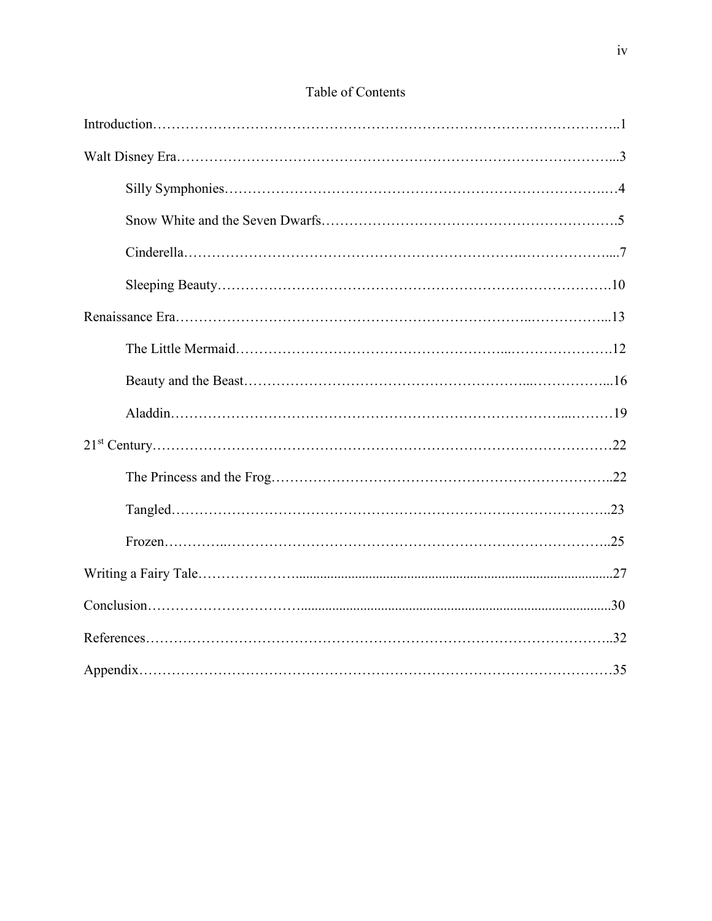# Table of Contents

Introduction……………………………………………………………………………………..1

Walt Disney Era………………………………………………………………………………...3

Silly Symphonies……………………………………………………………………….…4

Snow White and the Seven Dwarfs……………………………………………………….5

Cinderella………………………………………………………………………………....7

Sleeping Beauty………………………………………………………………………….10

Renaissance Era………………………………………………………………………………...13

The Little Mermaid……………………………………………………………………….12

Beauty and the Beast……………………………………………………………………...16

Aladdin……………………………………………………………………………………19

21st Century……………………………………………………………………………………22

The Princess and the Frog………………………………………………………………..22

Tangled…………………………………………………………………………………..23

Frozen…………………………………………………………………………………..25

Writing a Fairy Tale………………………………………………………………………………27

Conclusion………………………………………………………………………………………30

References……………………………………………………………………………………..32

Appendix………………………………………………………………………………………35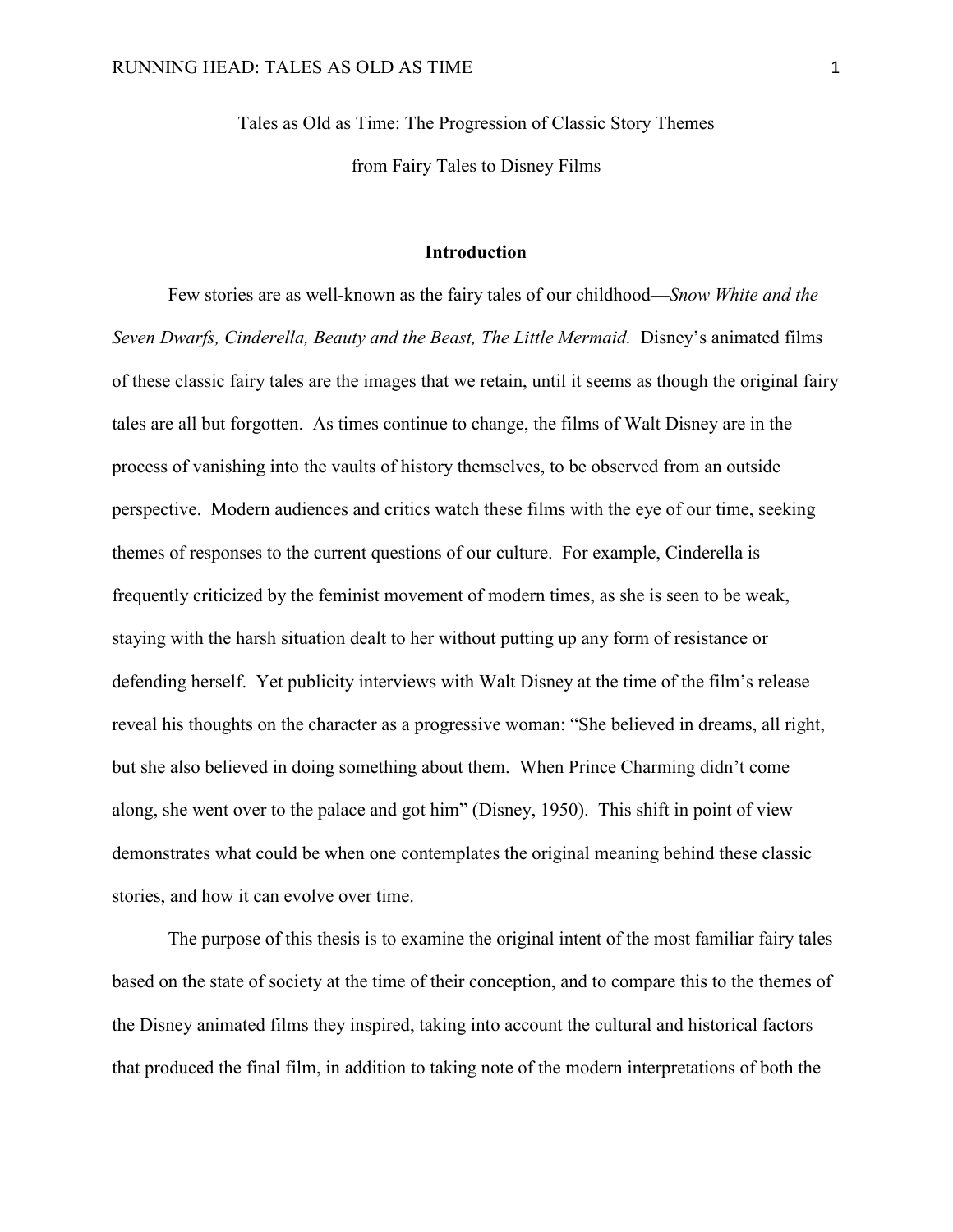Tales as Old as Time: The Progression of Classic Story Themes

from Fairy Tales to Disney Films

## Introduction

Few stories are as well-known as the fairy tales of our childhood—*Snow White and the Seven Dwarfs, Cinderella, Beauty and the Beast, The Little Mermaid.* Disney's animated films of these classic fairy tales are the images that we retain, until it seems as though the original fairy tales are all but forgotten. As times continue to change, the films of Walt Disney are in the process of vanishing into the vaults of history themselves, to be observed from an outside perspective. Modern audiences and critics watch these films with the eye of our time, seeking themes of responses to the current questions of our culture. For example, Cinderella is frequently criticized by the feminist movement of modern times, as she is seen to be weak, staying with the harsh situation dealt to her without putting up any form of resistance or defending herself. Yet publicity interviews with Walt Disney at the time of the film's release reveal his thoughts on the character as a progressive woman: "She believed in dreams, all right, but she also believed in doing something about them. When Prince Charming didn't come along, she went over to the palace and got him" (Disney, 1950). This shift in point of view demonstrates what could be when one contemplates the original meaning behind these classic stories, and how it can evolve over time.

The purpose of this thesis is to examine the original intent of the most familiar fairy tales based on the state of society at the time of their conception, and to compare this to the themes of the Disney animated films they inspired, taking into account the cultural and historical factors that produced the final film, in addition to taking note of the modern interpretations of both the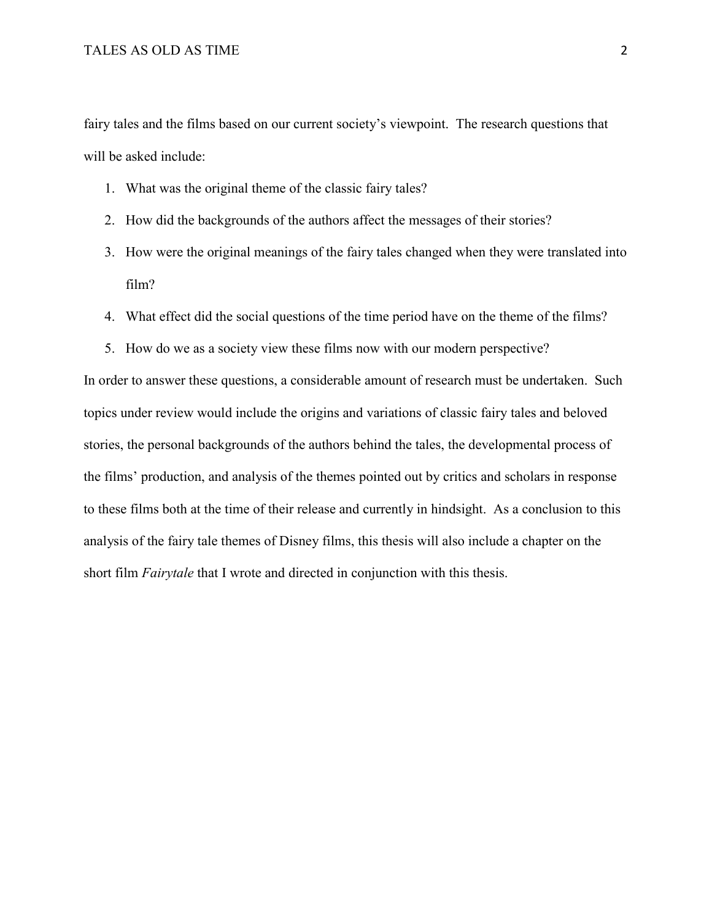fairy tales and the films based on our current society's viewpoint. The research questions that will be asked include:

1. What was the original theme of the classic fairy tales?
2. How did the backgrounds of the authors affect the messages of their stories?
3. How were the original meanings of the fairy tales changed when they were translated into film?
4. What effect did the social questions of the time period have on the theme of the films?
5. How do we as a society view these films now with our modern perspective?

In order to answer these questions, a considerable amount of research must be undertaken. Such topics under review would include the origins and variations of classic fairy tales and beloved stories, the personal backgrounds of the authors behind the tales, the developmental process of the films' production, and analysis of the themes pointed out by critics and scholars in response to these films both at the time of their release and currently in hindsight. As a conclusion to this analysis of the fairy tale themes of Disney films, this thesis will also include a chapter on the short film *Fairytale* that I wrote and directed in conjunction with this thesis.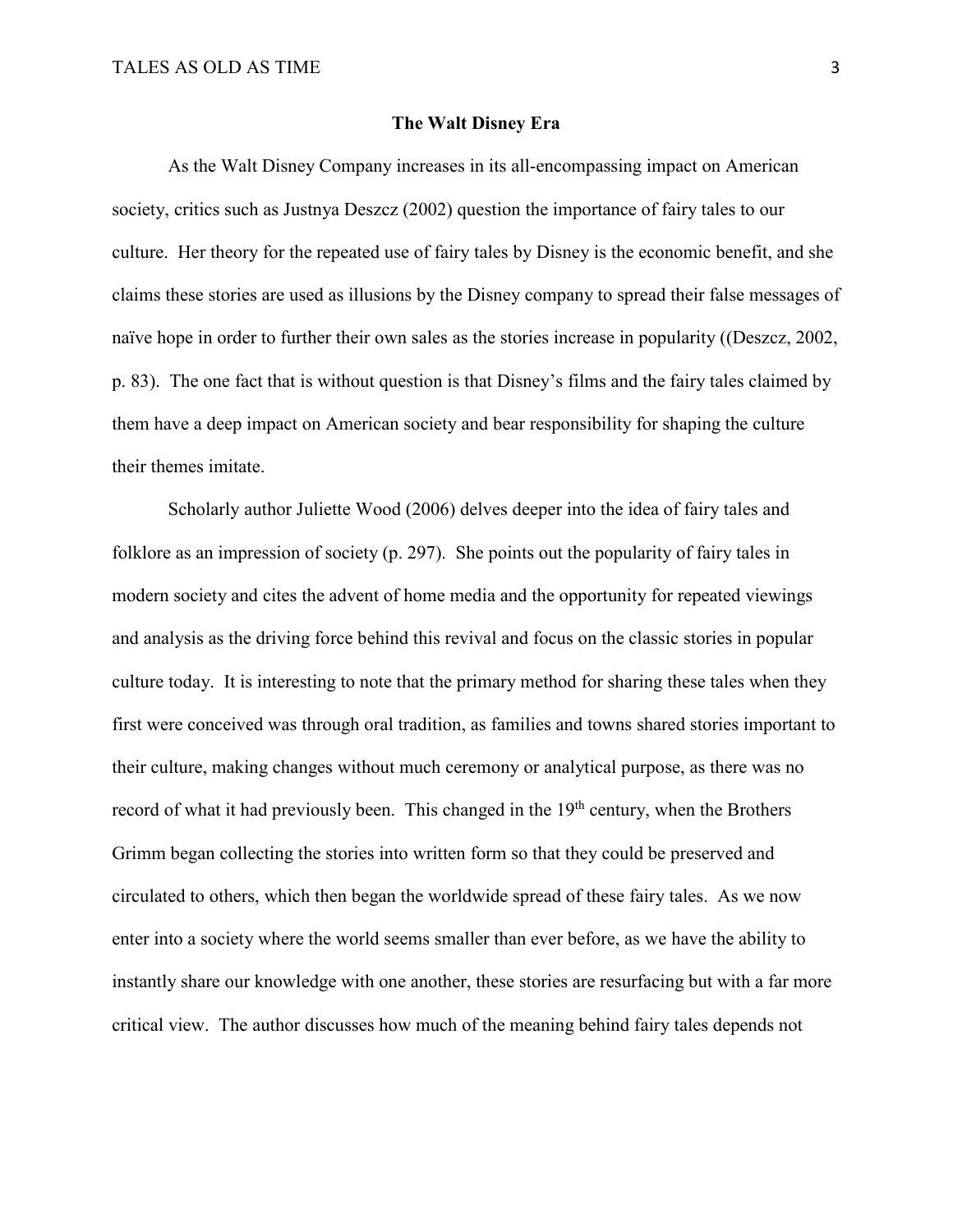## The Walt Disney Era

As the Walt Disney Company increases in its all-encompassing impact on American society, critics such as Justnya Deszcz (2002) question the importance of fairy tales to our culture. Her theory for the repeated use of fairy tales by Disney is the economic benefit, and she claims these stories are used as illusions by the Disney company to spread their false messages of naïve hope in order to further their own sales as the stories increase in popularity ((Deszcz, 2002, p. 83). The one fact that is without question is that Disney's films and the fairy tales claimed by them have a deep impact on American society and bear responsibility for shaping the culture their themes imitate.

Scholarly author Juliette Wood (2006) delves deeper into the idea of fairy tales and folklore as an impression of society (p. 297). She points out the popularity of fairy tales in modern society and cites the advent of home media and the opportunity for repeated viewings and analysis as the driving force behind this revival and focus on the classic stories in popular culture today. It is interesting to note that the primary method for sharing these tales when they first were conceived was through oral tradition, as families and towns shared stories important to their culture, making changes without much ceremony or analytical purpose, as there was no record of what it had previously been. This changed in the 19th century, when the Brothers Grimm began collecting the stories into written form so that they could be preserved and circulated to others, which then began the worldwide spread of these fairy tales. As we now enter into a society where the world seems smaller than ever before, as we have the ability to instantly share our knowledge with one another, these stories are resurfacing but with a far more critical view. The author discusses how much of the meaning behind fairy tales depends not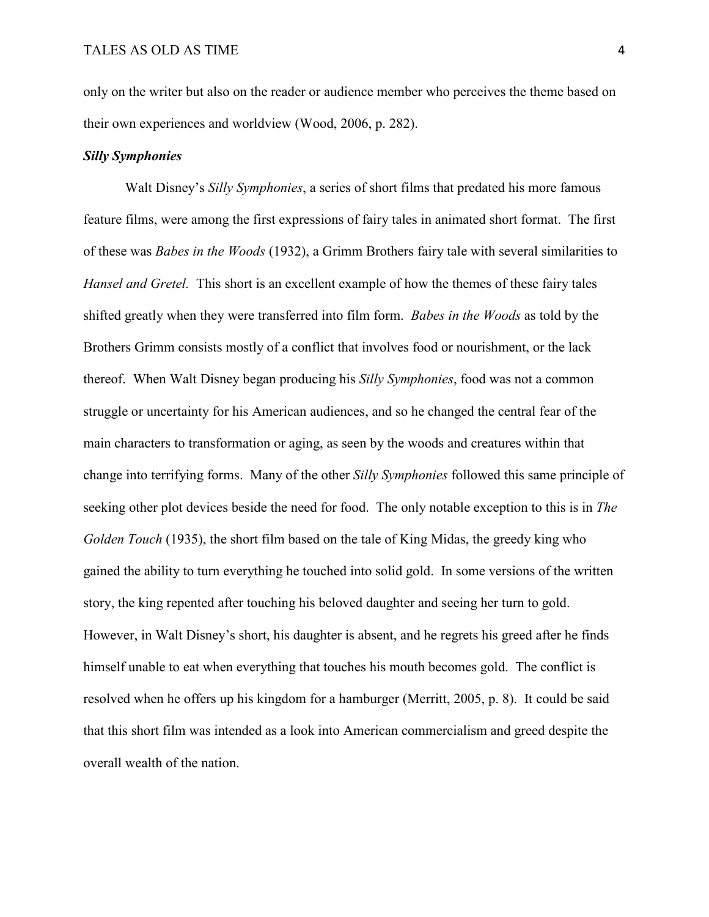only on the writer but also on the reader or audience member who perceives the theme based on their own experiences and worldview (Wood, 2006, p. 282).

### ***Silly Symphonies***

Walt Disney's *Silly Symphonies*, a series of short films that predated his more famous feature films, were among the first expressions of fairy tales in animated short format. The first of these was *Babes in the Woods* (1932), a Grimm Brothers fairy tale with several similarities to *Hansel and Gretel.* This short is an excellent example of how the themes of these fairy tales shifted greatly when they were transferred into film form. *Babes in the Woods* as told by the Brothers Grimm consists mostly of a conflict that involves food or nourishment, or the lack thereof. When Walt Disney began producing his *Silly Symphonies*, food was not a common struggle or uncertainty for his American audiences, and so he changed the central fear of the main characters to transformation or aging, as seen by the woods and creatures within that change into terrifying forms. Many of the other *Silly Symphonies* followed this same principle of seeking other plot devices beside the need for food. The only notable exception to this is in *The Golden Touch* (1935), the short film based on the tale of King Midas, the greedy king who gained the ability to turn everything he touched into solid gold. In some versions of the written story, the king repented after touching his beloved daughter and seeing her turn to gold. However, in Walt Disney's short, his daughter is absent, and he regrets his greed after he finds himself unable to eat when everything that touches his mouth becomes gold. The conflict is resolved when he offers up his kingdom for a hamburger (Merritt, 2005, p. 8). It could be said that this short film was intended as a look into American commercialism and greed despite the overall wealth of the nation.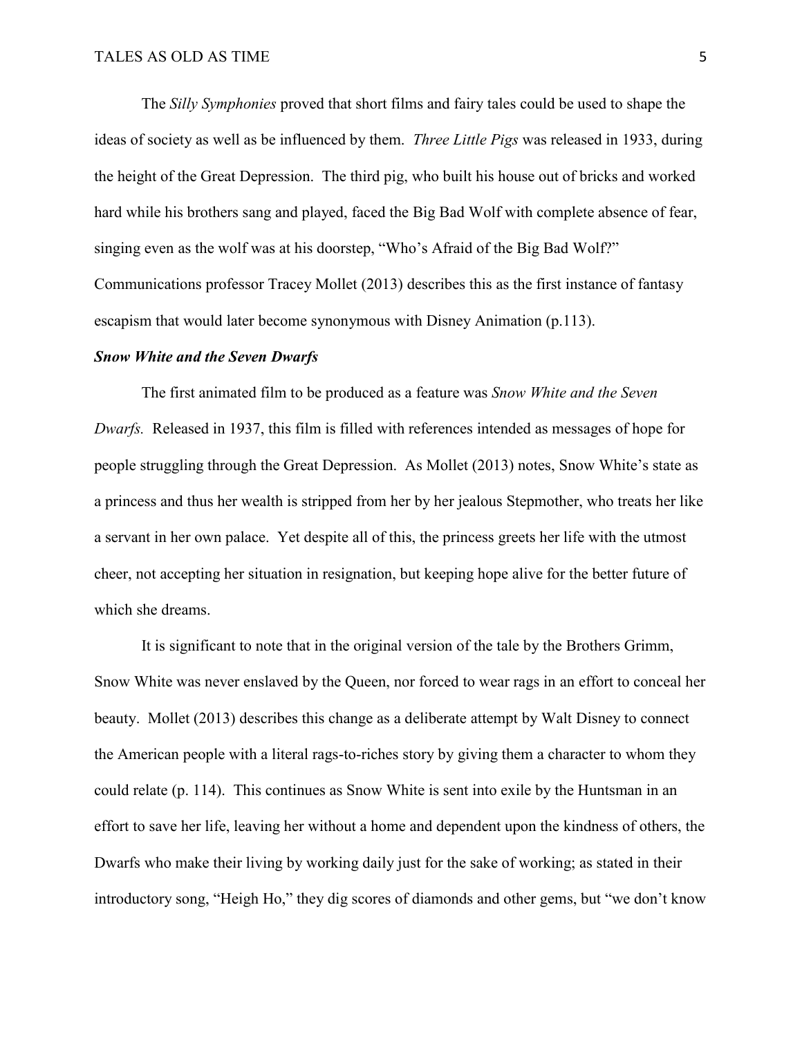The *Silly Symphonies* proved that short films and fairy tales could be used to shape the ideas of society as well as be influenced by them. *Three Little Pigs* was released in 1933, during the height of the Great Depression. The third pig, who built his house out of bricks and worked hard while his brothers sang and played, faced the Big Bad Wolf with complete absence of fear, singing even as the wolf was at his doorstep, "Who's Afraid of the Big Bad Wolf?" Communications professor Tracey Mollet (2013) describes this as the first instance of fantasy escapism that would later become synonymous with Disney Animation (p.113).

### ***Snow White and the Seven Dwarfs***

The first animated film to be produced as a feature was *Snow White and the Seven Dwarfs.* Released in 1937, this film is filled with references intended as messages of hope for people struggling through the Great Depression. As Mollet (2013) notes, Snow White's state as a princess and thus her wealth is stripped from her by her jealous Stepmother, who treats her like a servant in her own palace. Yet despite all of this, the princess greets her life with the utmost cheer, not accepting her situation in resignation, but keeping hope alive for the better future of which she dreams.

It is significant to note that in the original version of the tale by the Brothers Grimm, Snow White was never enslaved by the Queen, nor forced to wear rags in an effort to conceal her beauty. Mollet (2013) describes this change as a deliberate attempt by Walt Disney to connect the American people with a literal rags-to-riches story by giving them a character to whom they could relate (p. 114). This continues as Snow White is sent into exile by the Huntsman in an effort to save her life, leaving her without a home and dependent upon the kindness of others, the Dwarfs who make their living by working daily just for the sake of working; as stated in their introductory song, "Heigh Ho," they dig scores of diamonds and other gems, but "we don't know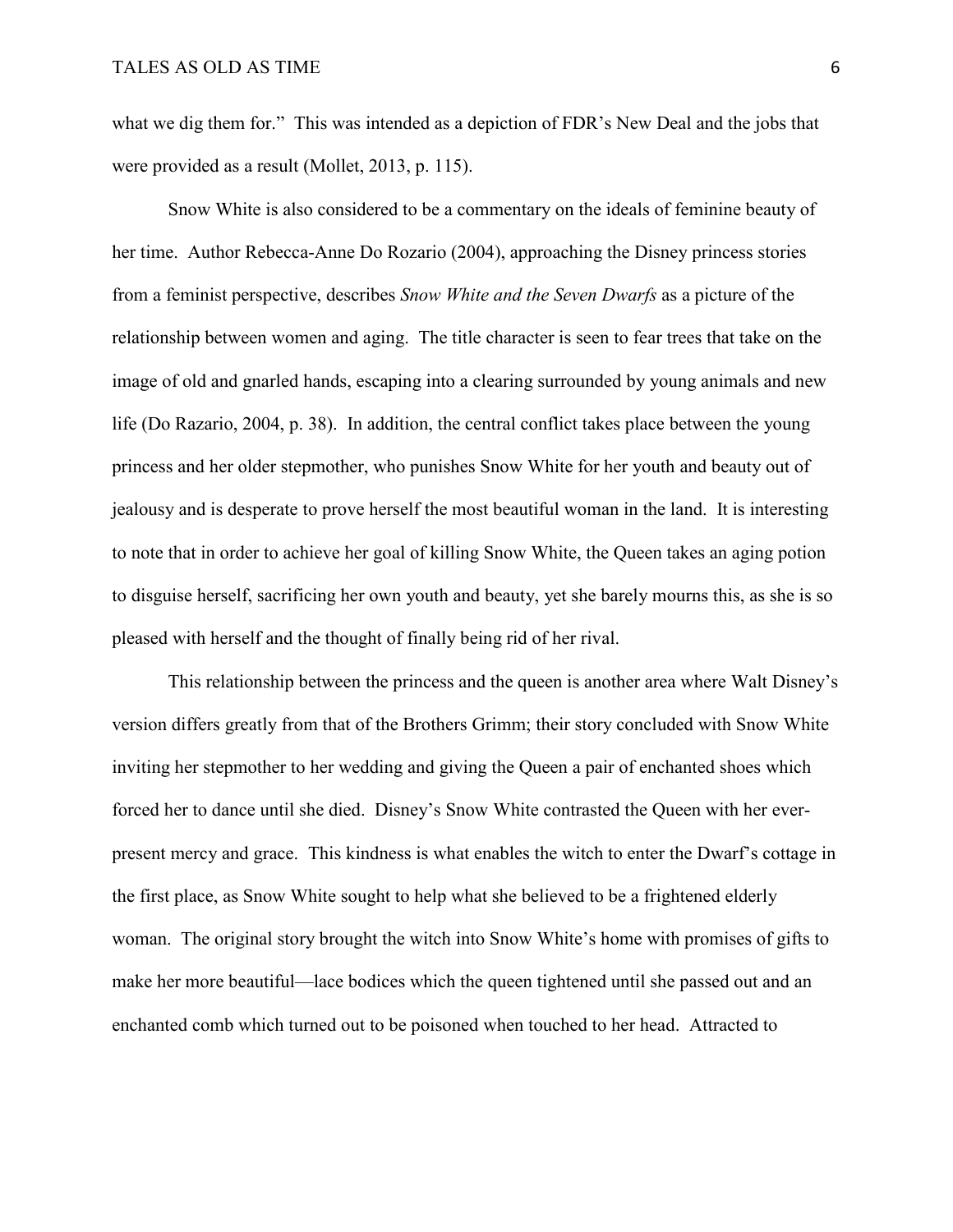what we dig them for." This was intended as a depiction of FDR's New Deal and the jobs that were provided as a result (Mollet, 2013, p. 115).

Snow White is also considered to be a commentary on the ideals of feminine beauty of her time. Author Rebecca-Anne Do Rozario (2004), approaching the Disney princess stories from a feminist perspective, describes *Snow White and the Seven Dwarfs* as a picture of the relationship between women and aging. The title character is seen to fear trees that take on the image of old and gnarled hands, escaping into a clearing surrounded by young animals and new life (Do Razario, 2004, p. 38). In addition, the central conflict takes place between the young princess and her older stepmother, who punishes Snow White for her youth and beauty out of jealousy and is desperate to prove herself the most beautiful woman in the land. It is interesting to note that in order to achieve her goal of killing Snow White, the Queen takes an aging potion to disguise herself, sacrificing her own youth and beauty, yet she barely mourns this, as she is so pleased with herself and the thought of finally being rid of her rival.

This relationship between the princess and the queen is another area where Walt Disney's version differs greatly from that of the Brothers Grimm; their story concluded with Snow White inviting her stepmother to her wedding and giving the Queen a pair of enchanted shoes which forced her to dance until she died. Disney's Snow White contrasted the Queen with her ever-present mercy and grace. This kindness is what enables the witch to enter the Dwarf's cottage in the first place, as Snow White sought to help what she believed to be a frightened elderly woman. The original story brought the witch into Snow White's home with promises of gifts to make her more beautiful—lace bodices which the queen tightened until she passed out and an enchanted comb which turned out to be poisoned when touched to her head. Attracted to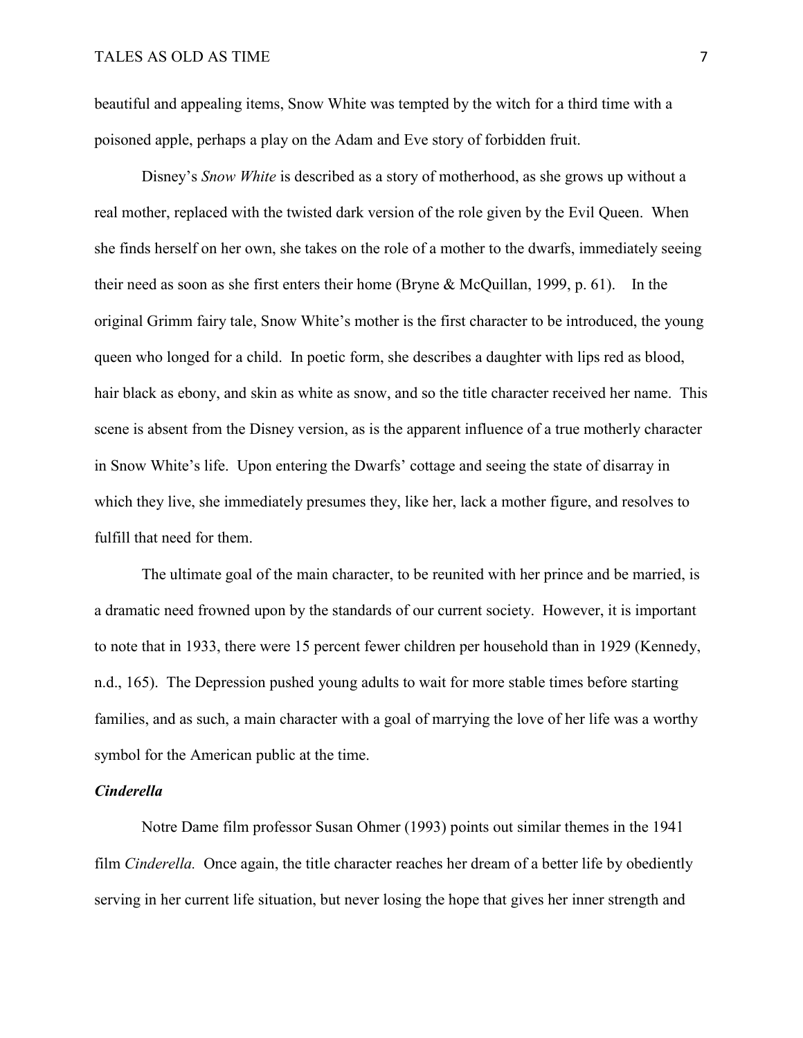beautiful and appealing items, Snow White was tempted by the witch for a third time with a poisoned apple, perhaps a play on the Adam and Eve story of forbidden fruit.

Disney's *Snow White* is described as a story of motherhood, as she grows up without a real mother, replaced with the twisted dark version of the role given by the Evil Queen. When she finds herself on her own, she takes on the role of a mother to the dwarfs, immediately seeing their need as soon as she first enters their home (Bryne & McQuillan, 1999, p. 61). In the original Grimm fairy tale, Snow White's mother is the first character to be introduced, the young queen who longed for a child. In poetic form, she describes a daughter with lips red as blood, hair black as ebony, and skin as white as snow, and so the title character received her name. This scene is absent from the Disney version, as is the apparent influence of a true motherly character in Snow White's life. Upon entering the Dwarfs' cottage and seeing the state of disarray in which they live, she immediately presumes they, like her, lack a mother figure, and resolves to fulfill that need for them.

The ultimate goal of the main character, to be reunited with her prince and be married, is a dramatic need frowned upon by the standards of our current society. However, it is important to note that in 1933, there were 15 percent fewer children per household than in 1929 (Kennedy, n.d., 165). The Depression pushed young adults to wait for more stable times before starting families, and as such, a main character with a goal of marrying the love of her life was a worthy symbol for the American public at the time.

### *Cinderella*

Notre Dame film professor Susan Ohmer (1993) points out similar themes in the 1941 film *Cinderella.* Once again, the title character reaches her dream of a better life by obediently serving in her current life situation, but never losing the hope that gives her inner strength and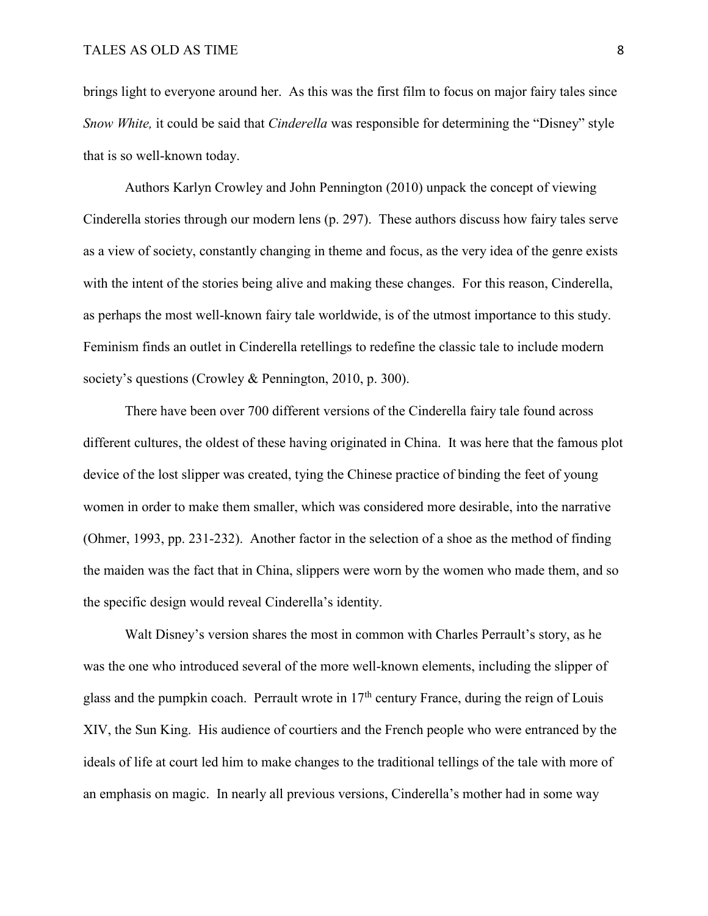brings light to everyone around her. As this was the first film to focus on major fairy tales since *Snow White,* it could be said that *Cinderella* was responsible for determining the "Disney" style that is so well-known today.

Authors Karlyn Crowley and John Pennington (2010) unpack the concept of viewing Cinderella stories through our modern lens (p. 297). These authors discuss how fairy tales serve as a view of society, constantly changing in theme and focus, as the very idea of the genre exists with the intent of the stories being alive and making these changes. For this reason, Cinderella, as perhaps the most well-known fairy tale worldwide, is of the utmost importance to this study. Feminism finds an outlet in Cinderella retellings to redefine the classic tale to include modern society's questions (Crowley & Pennington, 2010, p. 300).

There have been over 700 different versions of the Cinderella fairy tale found across different cultures, the oldest of these having originated in China. It was here that the famous plot device of the lost slipper was created, tying the Chinese practice of binding the feet of young women in order to make them smaller, which was considered more desirable, into the narrative (Ohmer, 1993, pp. 231-232). Another factor in the selection of a shoe as the method of finding the maiden was the fact that in China, slippers were worn by the women who made them, and so the specific design would reveal Cinderella's identity.

Walt Disney's version shares the most in common with Charles Perrault's story, as he was the one who introduced several of the more well-known elements, including the slipper of glass and the pumpkin coach. Perrault wrote in 17th century France, during the reign of Louis XIV, the Sun King. His audience of courtiers and the French people who were entranced by the ideals of life at court led him to make changes to the traditional tellings of the tale with more of an emphasis on magic. In nearly all previous versions, Cinderella's mother had in some way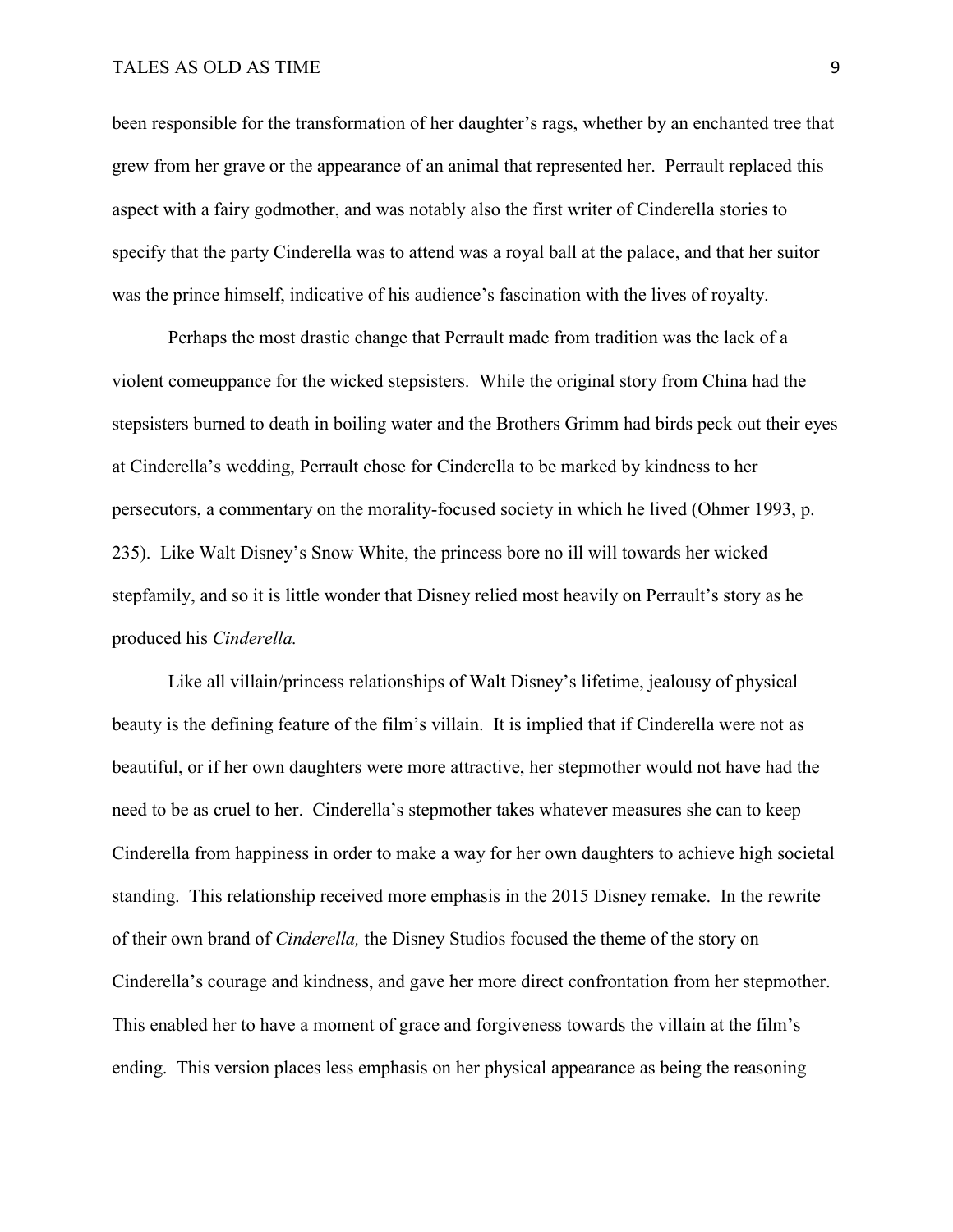been responsible for the transformation of her daughter's rags, whether by an enchanted tree that grew from her grave or the appearance of an animal that represented her. Perrault replaced this aspect with a fairy godmother, and was notably also the first writer of Cinderella stories to specify that the party Cinderella was to attend was a royal ball at the palace, and that her suitor was the prince himself, indicative of his audience's fascination with the lives of royalty.

Perhaps the most drastic change that Perrault made from tradition was the lack of a violent comeuppance for the wicked stepsisters. While the original story from China had the stepsisters burned to death in boiling water and the Brothers Grimm had birds peck out their eyes at Cinderella's wedding, Perrault chose for Cinderella to be marked by kindness to her persecutors, a commentary on the morality-focused society in which he lived (Ohmer 1993, p. 235). Like Walt Disney's Snow White, the princess bore no ill will towards her wicked stepfamily, and so it is little wonder that Disney relied most heavily on Perrault's story as he produced his *Cinderella.*

Like all villain/princess relationships of Walt Disney's lifetime, jealousy of physical beauty is the defining feature of the film's villain. It is implied that if Cinderella were not as beautiful, or if her own daughters were more attractive, her stepmother would not have had the need to be as cruel to her. Cinderella's stepmother takes whatever measures she can to keep Cinderella from happiness in order to make a way for her own daughters to achieve high societal standing. This relationship received more emphasis in the 2015 Disney remake. In the rewrite of their own brand of *Cinderella,* the Disney Studios focused the theme of the story on Cinderella's courage and kindness, and gave her more direct confrontation from her stepmother. This enabled her to have a moment of grace and forgiveness towards the villain at the film's ending. This version places less emphasis on her physical appearance as being the reasoning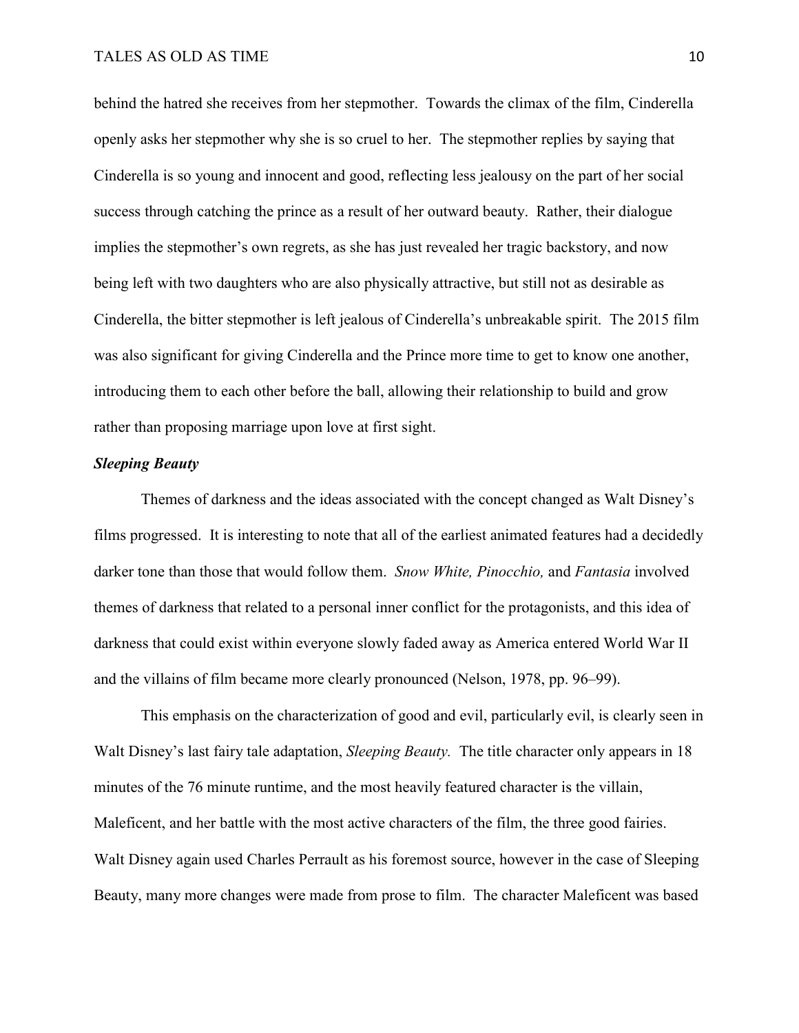behind the hatred she receives from her stepmother. Towards the climax of the film, Cinderella openly asks her stepmother why she is so cruel to her. The stepmother replies by saying that Cinderella is so young and innocent and good, reflecting less jealousy on the part of her social success through catching the prince as a result of her outward beauty. Rather, their dialogue implies the stepmother's own regrets, as she has just revealed her tragic backstory, and now being left with two daughters who are also physically attractive, but still not as desirable as Cinderella, the bitter stepmother is left jealous of Cinderella's unbreakable spirit. The 2015 film was also significant for giving Cinderella and the Prince more time to get to know one another, introducing them to each other before the ball, allowing their relationship to build and grow rather than proposing marriage upon love at first sight.

### *Sleeping Beauty*

Themes of darkness and the ideas associated with the concept changed as Walt Disney's films progressed. It is interesting to note that all of the earliest animated features had a decidedly darker tone than those that would follow them. *Snow White, Pinocchio,* and *Fantasia* involved themes of darkness that related to a personal inner conflict for the protagonists, and this idea of darkness that could exist within everyone slowly faded away as America entered World War II and the villains of film became more clearly pronounced (Nelson, 1978, pp. 96–99).

This emphasis on the characterization of good and evil, particularly evil, is clearly seen in Walt Disney's last fairy tale adaptation, *Sleeping Beauty.* The title character only appears in 18 minutes of the 76 minute runtime, and the most heavily featured character is the villain, Maleficent, and her battle with the most active characters of the film, the three good fairies. Walt Disney again used Charles Perrault as his foremost source, however in the case of Sleeping Beauty, many more changes were made from prose to film. The character Maleficent was based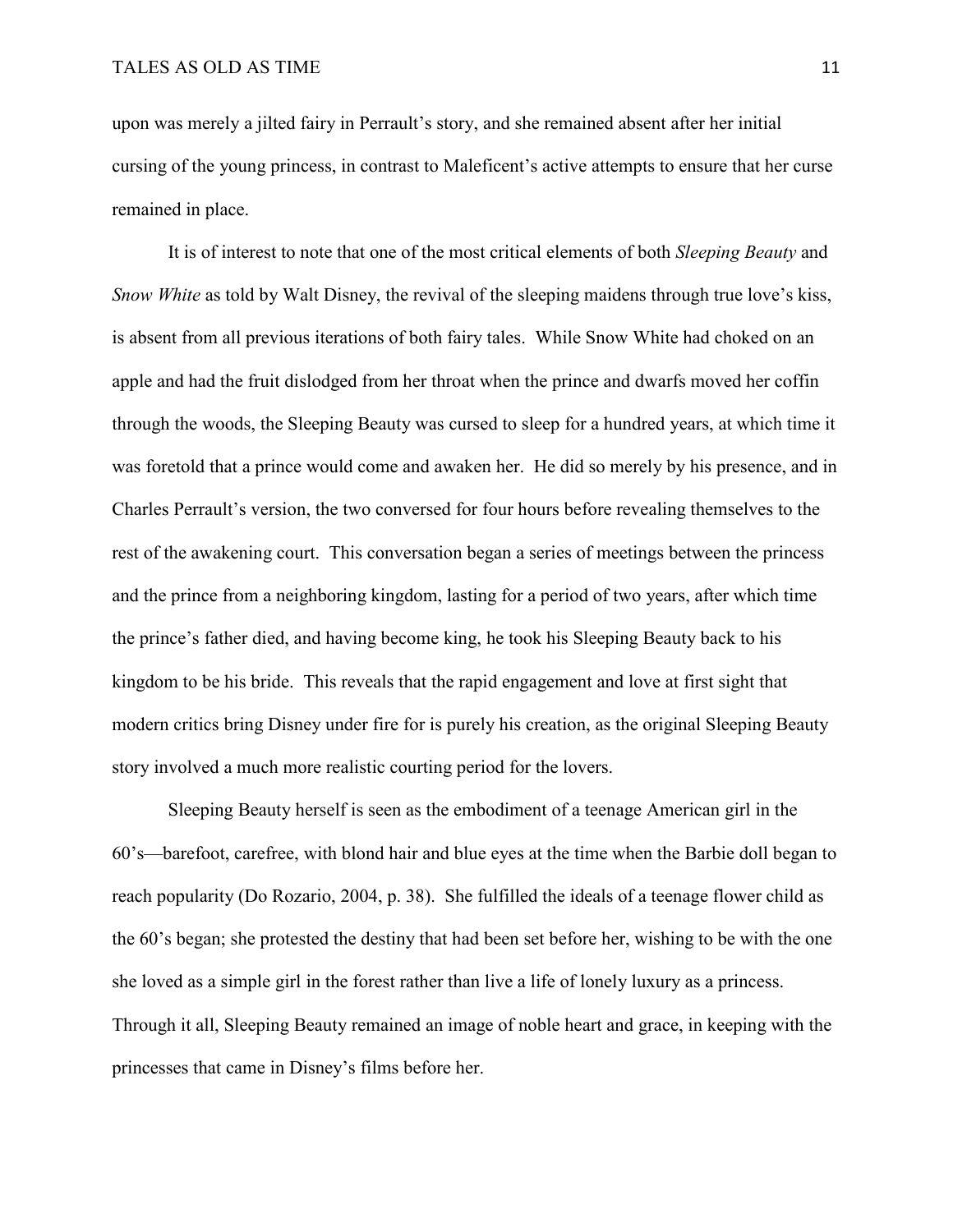upon was merely a jilted fairy in Perrault's story, and she remained absent after her initial cursing of the young princess, in contrast to Maleficent's active attempts to ensure that her curse remained in place.

It is of interest to note that one of the most critical elements of both *Sleeping Beauty* and *Snow White* as told by Walt Disney, the revival of the sleeping maidens through true love's kiss, is absent from all previous iterations of both fairy tales. While Snow White had choked on an apple and had the fruit dislodged from her throat when the prince and dwarfs moved her coffin through the woods, the Sleeping Beauty was cursed to sleep for a hundred years, at which time it was foretold that a prince would come and awaken her. He did so merely by his presence, and in Charles Perrault's version, the two conversed for four hours before revealing themselves to the rest of the awakening court. This conversation began a series of meetings between the princess and the prince from a neighboring kingdom, lasting for a period of two years, after which time the prince's father died, and having become king, he took his Sleeping Beauty back to his kingdom to be his bride. This reveals that the rapid engagement and love at first sight that modern critics bring Disney under fire for is purely his creation, as the original Sleeping Beauty story involved a much more realistic courting period for the lovers.

Sleeping Beauty herself is seen as the embodiment of a teenage American girl in the 60's—barefoot, carefree, with blond hair and blue eyes at the time when the Barbie doll began to reach popularity (Do Rozario, 2004, p. 38). She fulfilled the ideals of a teenage flower child as the 60's began; she protested the destiny that had been set before her, wishing to be with the one she loved as a simple girl in the forest rather than live a life of lonely luxury as a princess. Through it all, Sleeping Beauty remained an image of noble heart and grace, in keeping with the princesses that came in Disney's films before her.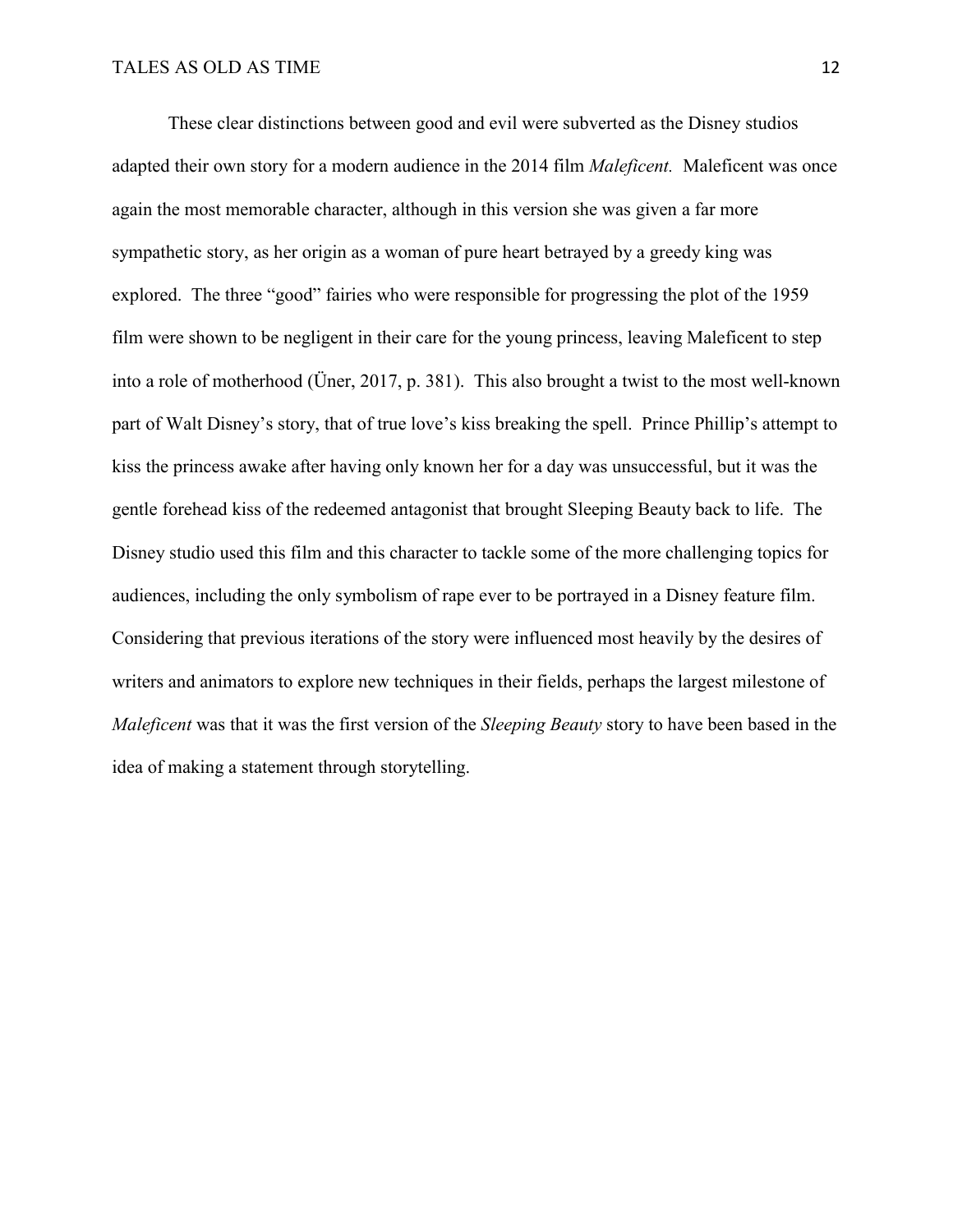These clear distinctions between good and evil were subverted as the Disney studios adapted their own story for a modern audience in the 2014 film *Maleficent.* Maleficent was once again the most memorable character, although in this version she was given a far more sympathetic story, as her origin as a woman of pure heart betrayed by a greedy king was explored. The three "good" fairies who were responsible for progressing the plot of the 1959 film were shown to be negligent in their care for the young princess, leaving Maleficent to step into a role of motherhood (Üner, 2017, p. 381). This also brought a twist to the most well-known part of Walt Disney's story, that of true love's kiss breaking the spell. Prince Phillip's attempt to kiss the princess awake after having only known her for a day was unsuccessful, but it was the gentle forehead kiss of the redeemed antagonist that brought Sleeping Beauty back to life. The Disney studio used this film and this character to tackle some of the more challenging topics for audiences, including the only symbolism of rape ever to be portrayed in a Disney feature film. Considering that previous iterations of the story were influenced most heavily by the desires of writers and animators to explore new techniques in their fields, perhaps the largest milestone of *Maleficent* was that it was the first version of the *Sleeping Beauty* story to have been based in the idea of making a statement through storytelling.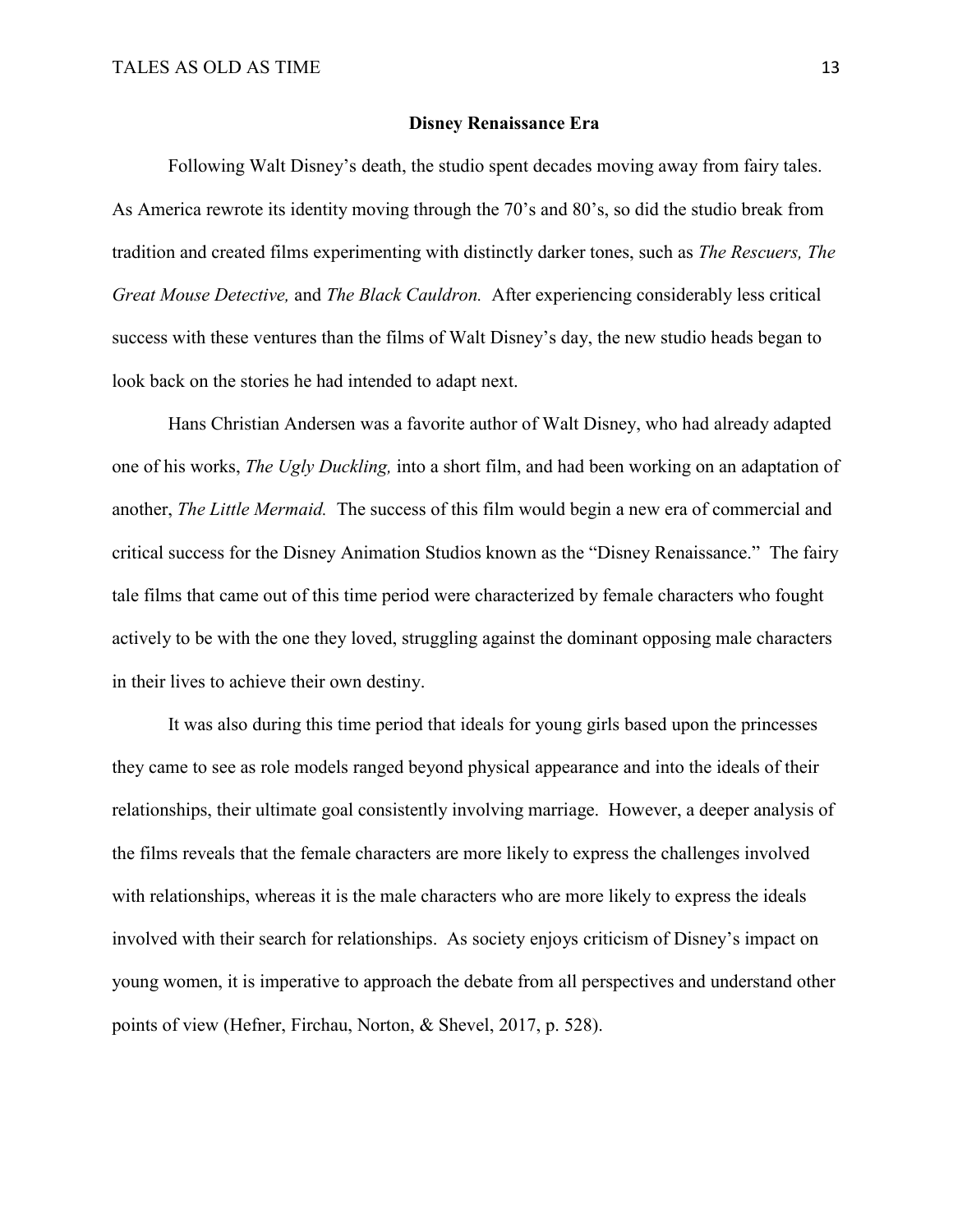## Disney Renaissance Era

Following Walt Disney's death, the studio spent decades moving away from fairy tales. As America rewrote its identity moving through the 70's and 80's, so did the studio break from tradition and created films experimenting with distinctly darker tones, such as *The Rescuers, The Great Mouse Detective,* and *The Black Cauldron.* After experiencing considerably less critical success with these ventures than the films of Walt Disney's day, the new studio heads began to look back on the stories he had intended to adapt next.

Hans Christian Andersen was a favorite author of Walt Disney, who had already adapted one of his works, *The Ugly Duckling,* into a short film, and had been working on an adaptation of another, *The Little Mermaid.* The success of this film would begin a new era of commercial and critical success for the Disney Animation Studios known as the "Disney Renaissance." The fairy tale films that came out of this time period were characterized by female characters who fought actively to be with the one they loved, struggling against the dominant opposing male characters in their lives to achieve their own destiny.

It was also during this time period that ideals for young girls based upon the princesses they came to see as role models ranged beyond physical appearance and into the ideals of their relationships, their ultimate goal consistently involving marriage. However, a deeper analysis of the films reveals that the female characters are more likely to express the challenges involved with relationships, whereas it is the male characters who are more likely to express the ideals involved with their search for relationships. As society enjoys criticism of Disney's impact on young women, it is imperative to approach the debate from all perspectives and understand other points of view (Hefner, Firchau, Norton, & Shevel, 2017, p. 528).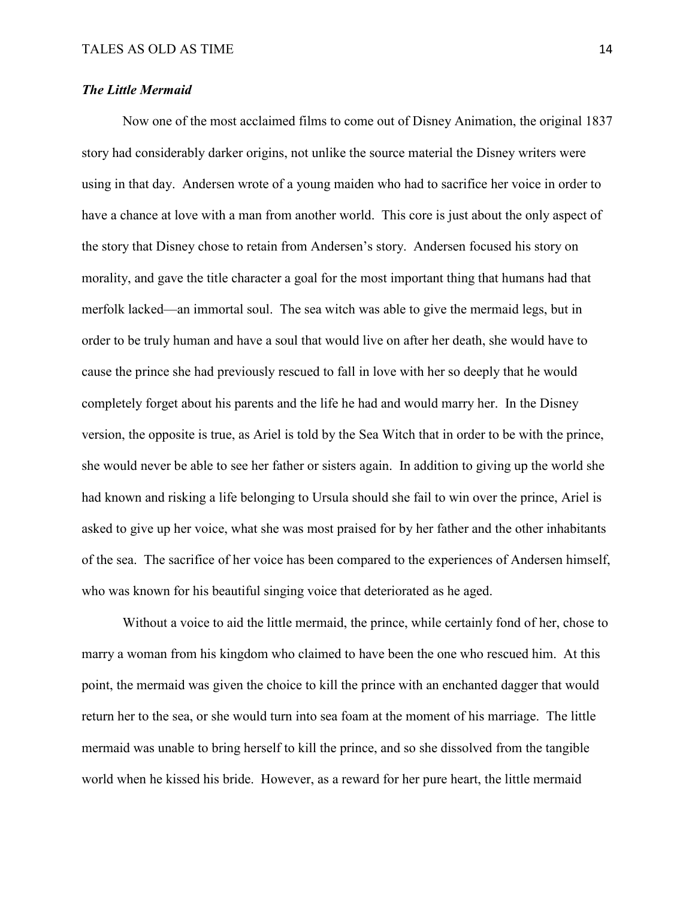### ***The Little Mermaid***

Now one of the most acclaimed films to come out of Disney Animation, the original 1837 story had considerably darker origins, not unlike the source material the Disney writers were using in that day. Andersen wrote of a young maiden who had to sacrifice her voice in order to have a chance at love with a man from another world. This core is just about the only aspect of the story that Disney chose to retain from Andersen's story. Andersen focused his story on morality, and gave the title character a goal for the most important thing that humans had that merfolk lacked—an immortal soul. The sea witch was able to give the mermaid legs, but in order to be truly human and have a soul that would live on after her death, she would have to cause the prince she had previously rescued to fall in love with her so deeply that he would completely forget about his parents and the life he had and would marry her. In the Disney version, the opposite is true, as Ariel is told by the Sea Witch that in order to be with the prince, she would never be able to see her father or sisters again. In addition to giving up the world she had known and risking a life belonging to Ursula should she fail to win over the prince, Ariel is asked to give up her voice, what she was most praised for by her father and the other inhabitants of the sea. The sacrifice of her voice has been compared to the experiences of Andersen himself, who was known for his beautiful singing voice that deteriorated as he aged.

Without a voice to aid the little mermaid, the prince, while certainly fond of her, chose to marry a woman from his kingdom who claimed to have been the one who rescued him. At this point, the mermaid was given the choice to kill the prince with an enchanted dagger that would return her to the sea, or she would turn into sea foam at the moment of his marriage. The little mermaid was unable to bring herself to kill the prince, and so she dissolved from the tangible world when he kissed his bride. However, as a reward for her pure heart, the little mermaid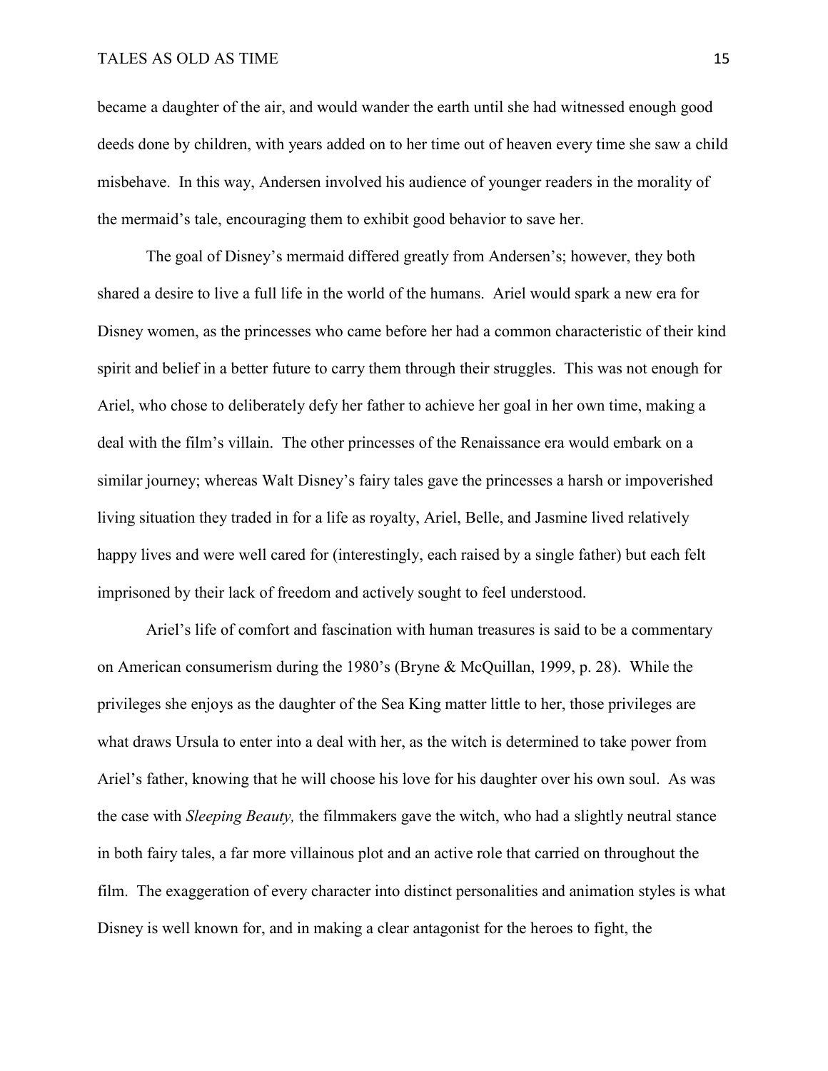became a daughter of the air, and would wander the earth until she had witnessed enough good deeds done by children, with years added on to her time out of heaven every time she saw a child misbehave. In this way, Andersen involved his audience of younger readers in the morality of the mermaid's tale, encouraging them to exhibit good behavior to save her.

The goal of Disney's mermaid differed greatly from Andersen's; however, they both shared a desire to live a full life in the world of the humans. Ariel would spark a new era for Disney women, as the princesses who came before her had a common characteristic of their kind spirit and belief in a better future to carry them through their struggles. This was not enough for Ariel, who chose to deliberately defy her father to achieve her goal in her own time, making a deal with the film's villain. The other princesses of the Renaissance era would embark on a similar journey; whereas Walt Disney's fairy tales gave the princesses a harsh or impoverished living situation they traded in for a life as royalty, Ariel, Belle, and Jasmine lived relatively happy lives and were well cared for (interestingly, each raised by a single father) but each felt imprisoned by their lack of freedom and actively sought to feel understood.

Ariel's life of comfort and fascination with human treasures is said to be a commentary on American consumerism during the 1980's (Bryne & McQuillan, 1999, p. 28). While the privileges she enjoys as the daughter of the Sea King matter little to her, those privileges are what draws Ursula to enter into a deal with her, as the witch is determined to take power from Ariel's father, knowing that he will choose his love for his daughter over his own soul. As was the case with *Sleeping Beauty,* the filmmakers gave the witch, who had a slightly neutral stance in both fairy tales, a far more villainous plot and an active role that carried on throughout the film. The exaggeration of every character into distinct personalities and animation styles is what Disney is well known for, and in making a clear antagonist for the heroes to fight, the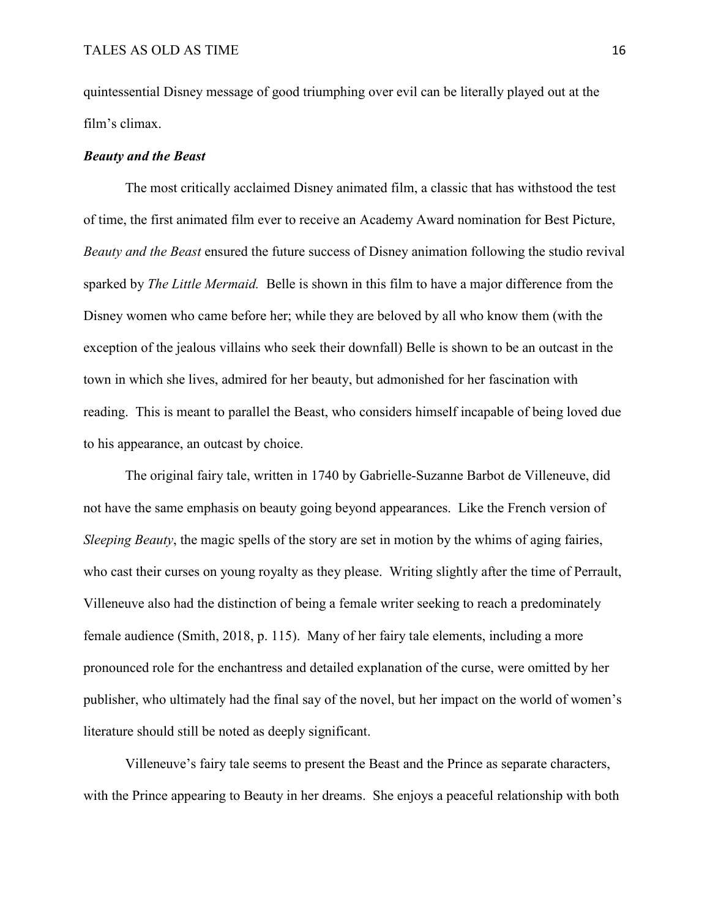quintessential Disney message of good triumphing over evil can be literally played out at the film's climax.

### ***Beauty and the Beast***

The most critically acclaimed Disney animated film, a classic that has withstood the test of time, the first animated film ever to receive an Academy Award nomination for Best Picture, *Beauty and the Beast* ensured the future success of Disney animation following the studio revival sparked by *The Little Mermaid.* Belle is shown in this film to have a major difference from the Disney women who came before her; while they are beloved by all who know them (with the exception of the jealous villains who seek their downfall) Belle is shown to be an outcast in the town in which she lives, admired for her beauty, but admonished for her fascination with reading. This is meant to parallel the Beast, who considers himself incapable of being loved due to his appearance, an outcast by choice.

The original fairy tale, written in 1740 by Gabrielle-Suzanne Barbot de Villeneuve, did not have the same emphasis on beauty going beyond appearances. Like the French version of *Sleeping Beauty*, the magic spells of the story are set in motion by the whims of aging fairies, who cast their curses on young royalty as they please. Writing slightly after the time of Perrault, Villeneuve also had the distinction of being a female writer seeking to reach a predominately female audience (Smith, 2018, p. 115). Many of her fairy tale elements, including a more pronounced role for the enchantress and detailed explanation of the curse, were omitted by her publisher, who ultimately had the final say of the novel, but her impact on the world of women's literature should still be noted as deeply significant.

Villeneuve's fairy tale seems to present the Beast and the Prince as separate characters, with the Prince appearing to Beauty in her dreams. She enjoys a peaceful relationship with both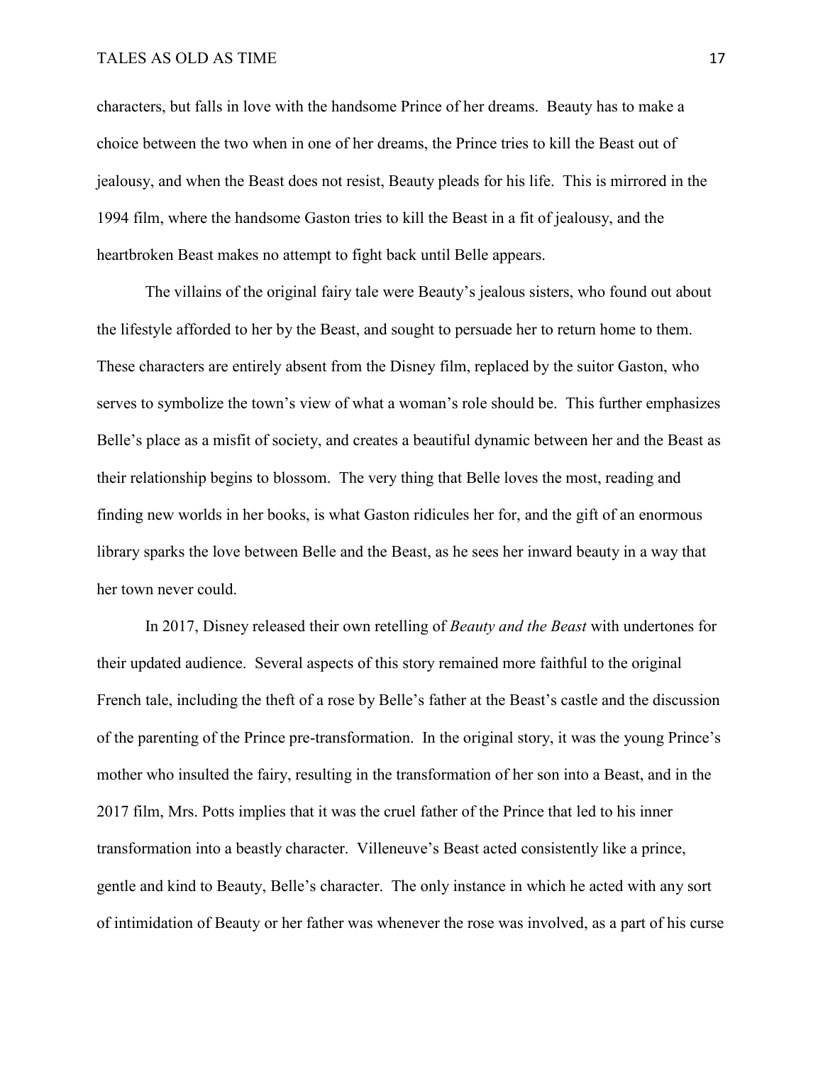characters, but falls in love with the handsome Prince of her dreams. Beauty has to make a choice between the two when in one of her dreams, the Prince tries to kill the Beast out of jealousy, and when the Beast does not resist, Beauty pleads for his life. This is mirrored in the 1994 film, where the handsome Gaston tries to kill the Beast in a fit of jealousy, and the heartbroken Beast makes no attempt to fight back until Belle appears.

The villains of the original fairy tale were Beauty's jealous sisters, who found out about the lifestyle afforded to her by the Beast, and sought to persuade her to return home to them. These characters are entirely absent from the Disney film, replaced by the suitor Gaston, who serves to symbolize the town's view of what a woman's role should be. This further emphasizes Belle's place as a misfit of society, and creates a beautiful dynamic between her and the Beast as their relationship begins to blossom. The very thing that Belle loves the most, reading and finding new worlds in her books, is what Gaston ridicules her for, and the gift of an enormous library sparks the love between Belle and the Beast, as he sees her inward beauty in a way that her town never could.

In 2017, Disney released their own retelling of *Beauty and the Beast* with undertones for their updated audience. Several aspects of this story remained more faithful to the original French tale, including the theft of a rose by Belle's father at the Beast's castle and the discussion of the parenting of the Prince pre-transformation. In the original story, it was the young Prince's mother who insulted the fairy, resulting in the transformation of her son into a Beast, and in the 2017 film, Mrs. Potts implies that it was the cruel father of the Prince that led to his inner transformation into a beastly character. Villeneuve's Beast acted consistently like a prince, gentle and kind to Beauty, Belle's character. The only instance in which he acted with any sort of intimidation of Beauty or her father was whenever the rose was involved, as a part of his curse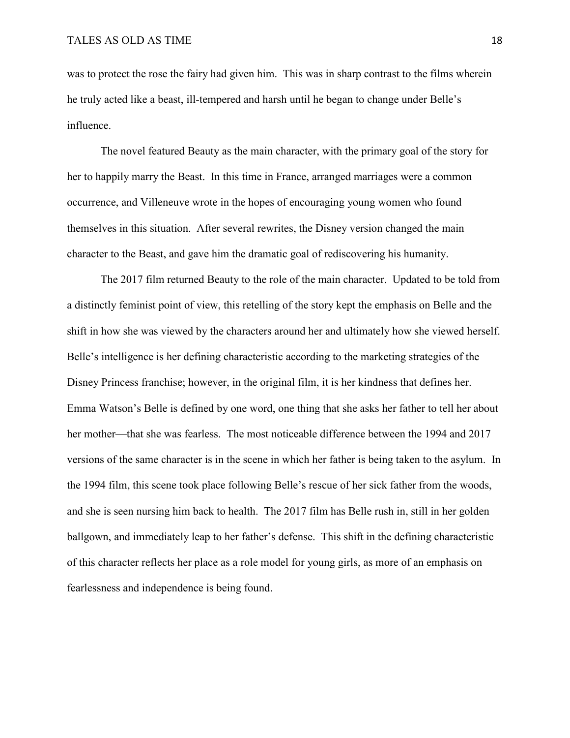was to protect the rose the fairy had given him. This was in sharp contrast to the films wherein he truly acted like a beast, ill-tempered and harsh until he began to change under Belle's influence.

The novel featured Beauty as the main character, with the primary goal of the story for her to happily marry the Beast. In this time in France, arranged marriages were a common occurrence, and Villeneuve wrote in the hopes of encouraging young women who found themselves in this situation. After several rewrites, the Disney version changed the main character to the Beast, and gave him the dramatic goal of rediscovering his humanity.

The 2017 film returned Beauty to the role of the main character. Updated to be told from a distinctly feminist point of view, this retelling of the story kept the emphasis on Belle and the shift in how she was viewed by the characters around her and ultimately how she viewed herself. Belle's intelligence is her defining characteristic according to the marketing strategies of the Disney Princess franchise; however, in the original film, it is her kindness that defines her. Emma Watson's Belle is defined by one word, one thing that she asks her father to tell her about her mother—that she was fearless. The most noticeable difference between the 1994 and 2017 versions of the same character is in the scene in which her father is being taken to the asylum. In the 1994 film, this scene took place following Belle's rescue of her sick father from the woods, and she is seen nursing him back to health. The 2017 film has Belle rush in, still in her golden ballgown, and immediately leap to her father's defense. This shift in the defining characteristic of this character reflects her place as a role model for young girls, as more of an emphasis on fearlessness and independence is being found.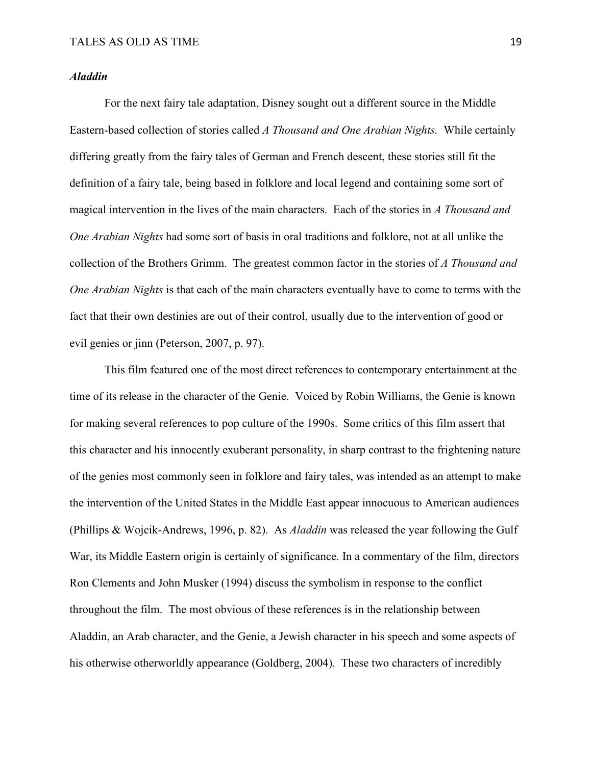### *Aladdin*

For the next fairy tale adaptation, Disney sought out a different source in the Middle Eastern-based collection of stories called *A Thousand and One Arabian Nights.* While certainly differing greatly from the fairy tales of German and French descent, these stories still fit the definition of a fairy tale, being based in folklore and local legend and containing some sort of magical intervention in the lives of the main characters. Each of the stories in *A Thousand and One Arabian Nights* had some sort of basis in oral traditions and folklore, not at all unlike the collection of the Brothers Grimm. The greatest common factor in the stories of *A Thousand and One Arabian Nights* is that each of the main characters eventually have to come to terms with the fact that their own destinies are out of their control, usually due to the intervention of good or evil genies or jinn (Peterson, 2007, p. 97).

This film featured one of the most direct references to contemporary entertainment at the time of its release in the character of the Genie. Voiced by Robin Williams, the Genie is known for making several references to pop culture of the 1990s. Some critics of this film assert that this character and his innocently exuberant personality, in sharp contrast to the frightening nature of the genies most commonly seen in folklore and fairy tales, was intended as an attempt to make the intervention of the United States in the Middle East appear innocuous to American audiences (Phillips & Wojcik-Andrews, 1996, p. 82). As *Aladdin* was released the year following the Gulf War, its Middle Eastern origin is certainly of significance. In a commentary of the film, directors Ron Clements and John Musker (1994) discuss the symbolism in response to the conflict throughout the film. The most obvious of these references is in the relationship between Aladdin, an Arab character, and the Genie, a Jewish character in his speech and some aspects of his otherwise otherworldly appearance (Goldberg, 2004). These two characters of incredibly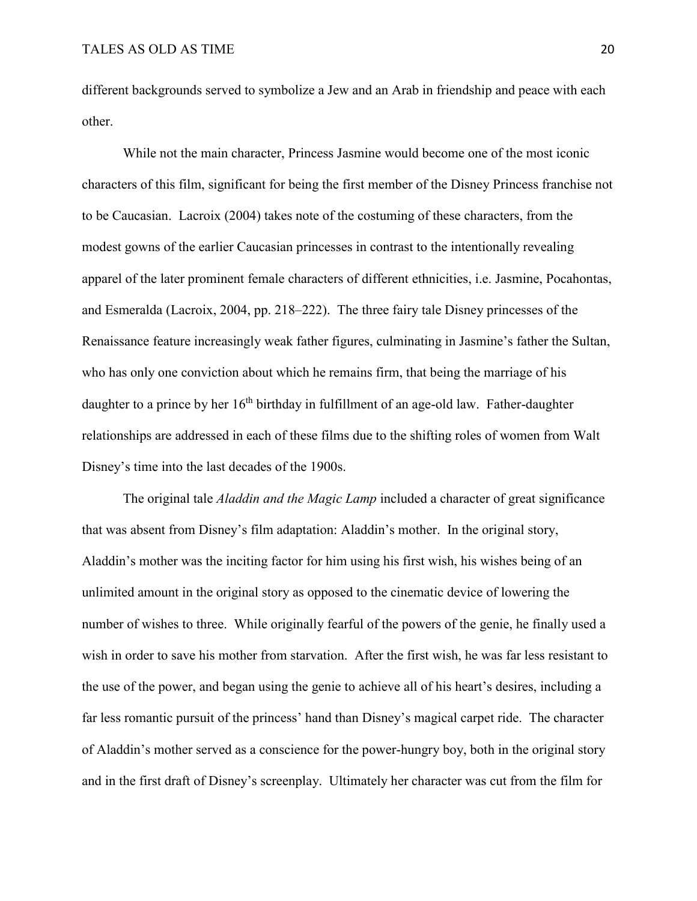different backgrounds served to symbolize a Jew and an Arab in friendship and peace with each other.

While not the main character, Princess Jasmine would become one of the most iconic characters of this film, significant for being the first member of the Disney Princess franchise not to be Caucasian. Lacroix (2004) takes note of the costuming of these characters, from the modest gowns of the earlier Caucasian princesses in contrast to the intentionally revealing apparel of the later prominent female characters of different ethnicities, i.e. Jasmine, Pocahontas, and Esmeralda (Lacroix, 2004, pp. 218–222). The three fairy tale Disney princesses of the Renaissance feature increasingly weak father figures, culminating in Jasmine's father the Sultan, who has only one conviction about which he remains firm, that being the marriage of his daughter to a prince by her 16th birthday in fulfillment of an age-old law. Father-daughter relationships are addressed in each of these films due to the shifting roles of women from Walt Disney's time into the last decades of the 1900s.

The original tale *Aladdin and the Magic Lamp* included a character of great significance that was absent from Disney's film adaptation: Aladdin's mother. In the original story, Aladdin's mother was the inciting factor for him using his first wish, his wishes being of an unlimited amount in the original story as opposed to the cinematic device of lowering the number of wishes to three. While originally fearful of the powers of the genie, he finally used a wish in order to save his mother from starvation. After the first wish, he was far less resistant to the use of the power, and began using the genie to achieve all of his heart's desires, including a far less romantic pursuit of the princess' hand than Disney's magical carpet ride. The character of Aladdin's mother served as a conscience for the power-hungry boy, both in the original story and in the first draft of Disney's screenplay. Ultimately her character was cut from the film for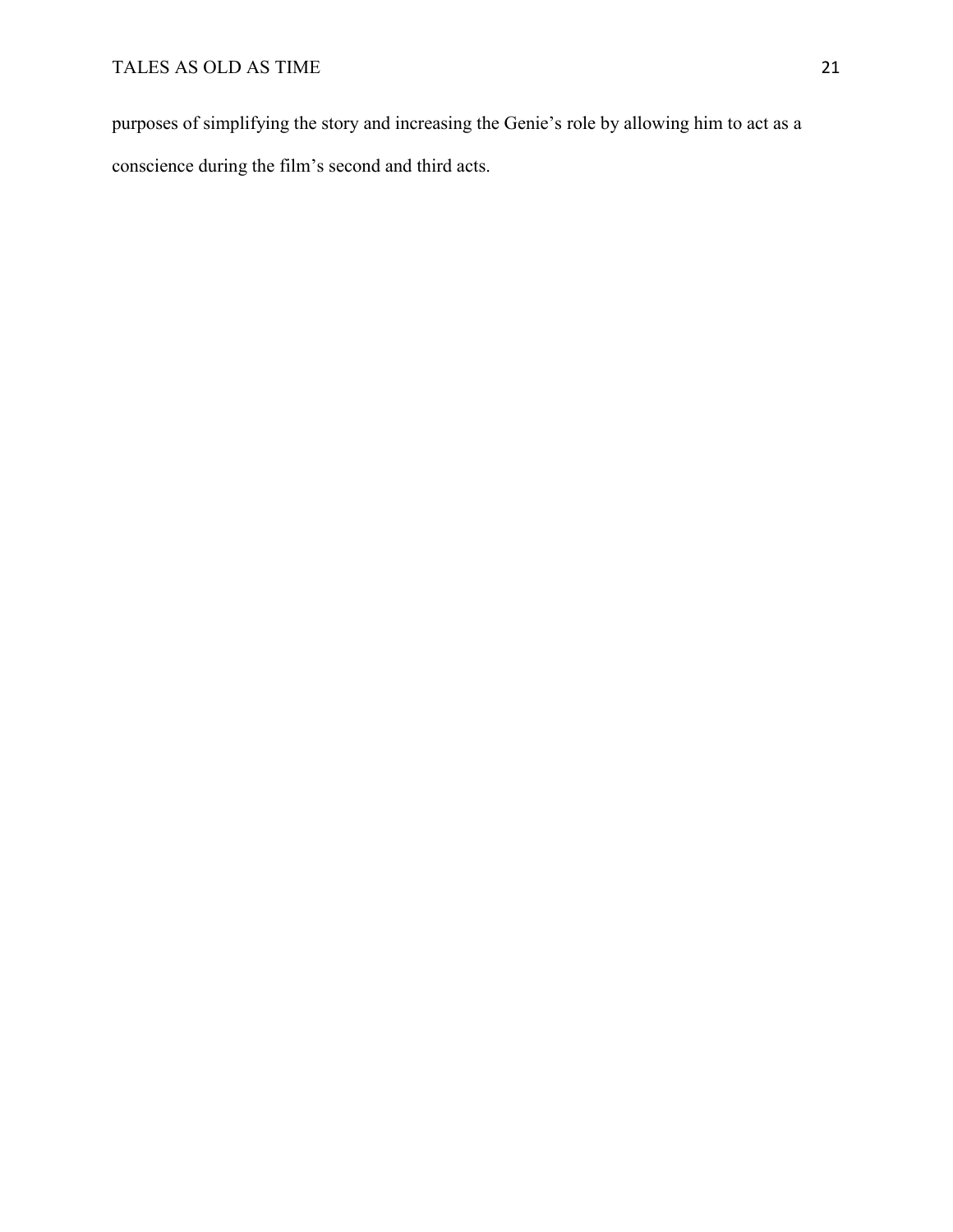purposes of simplifying the story and increasing the Genie's role by allowing him to act as a conscience during the film's second and third acts.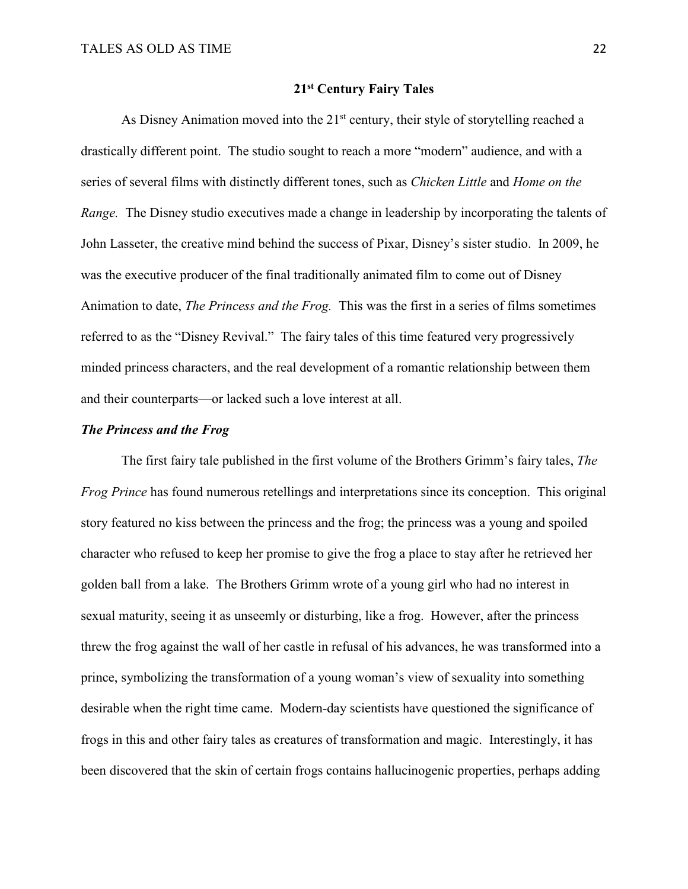## 21st Century Fairy Tales

As Disney Animation moved into the 21st century, their style of storytelling reached a drastically different point. The studio sought to reach a more "modern" audience, and with a series of several films with distinctly different tones, such as *Chicken Little* and *Home on the Range.* The Disney studio executives made a change in leadership by incorporating the talents of John Lasseter, the creative mind behind the success of Pixar, Disney's sister studio. In 2009, he was the executive producer of the final traditionally animated film to come out of Disney Animation to date, *The Princess and the Frog.* This was the first in a series of films sometimes referred to as the "Disney Revival." The fairy tales of this time featured very progressively minded princess characters, and the real development of a romantic relationship between them and their counterparts—or lacked such a love interest at all.

### *The Princess and the Frog*

The first fairy tale published in the first volume of the Brothers Grimm's fairy tales, *The Frog Prince* has found numerous retellings and interpretations since its conception. This original story featured no kiss between the princess and the frog; the princess was a young and spoiled character who refused to keep her promise to give the frog a place to stay after he retrieved her golden ball from a lake. The Brothers Grimm wrote of a young girl who had no interest in sexual maturity, seeing it as unseemly or disturbing, like a frog. However, after the princess threw the frog against the wall of her castle in refusal of his advances, he was transformed into a prince, symbolizing the transformation of a young woman's view of sexuality into something desirable when the right time came. Modern-day scientists have questioned the significance of frogs in this and other fairy tales as creatures of transformation and magic. Interestingly, it has been discovered that the skin of certain frogs contains hallucinogenic properties, perhaps adding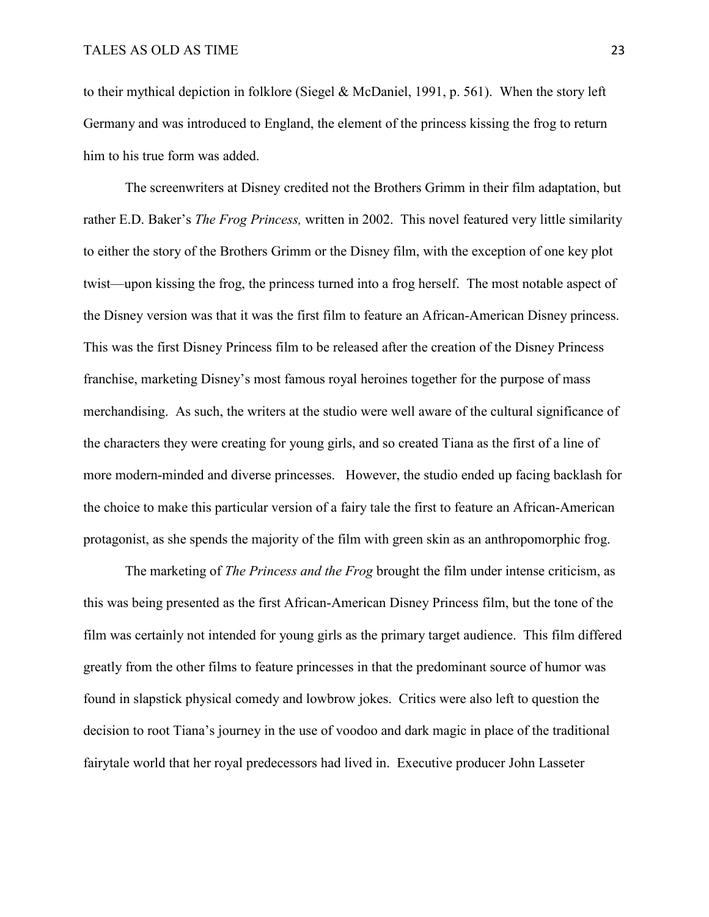to their mythical depiction in folklore (Siegel & McDaniel, 1991, p. 561). When the story left Germany and was introduced to England, the element of the princess kissing the frog to return him to his true form was added.

The screenwriters at Disney credited not the Brothers Grimm in their film adaptation, but rather E.D. Baker's *The Frog Princess,* written in 2002. This novel featured very little similarity to either the story of the Brothers Grimm or the Disney film, with the exception of one key plot twist—upon kissing the frog, the princess turned into a frog herself. The most notable aspect of the Disney version was that it was the first film to feature an African-American Disney princess. This was the first Disney Princess film to be released after the creation of the Disney Princess franchise, marketing Disney's most famous royal heroines together for the purpose of mass merchandising. As such, the writers at the studio were well aware of the cultural significance of the characters they were creating for young girls, and so created Tiana as the first of a line of more modern-minded and diverse princesses. However, the studio ended up facing backlash for the choice to make this particular version of a fairy tale the first to feature an African-American protagonist, as she spends the majority of the film with green skin as an anthropomorphic frog.

The marketing of *The Princess and the Frog* brought the film under intense criticism, as this was being presented as the first African-American Disney Princess film, but the tone of the film was certainly not intended for young girls as the primary target audience. This film differed greatly from the other films to feature princesses in that the predominant source of humor was found in slapstick physical comedy and lowbrow jokes. Critics were also left to question the decision to root Tiana's journey in the use of voodoo and dark magic in place of the traditional fairytale world that her royal predecessors had lived in. Executive producer John Lasseter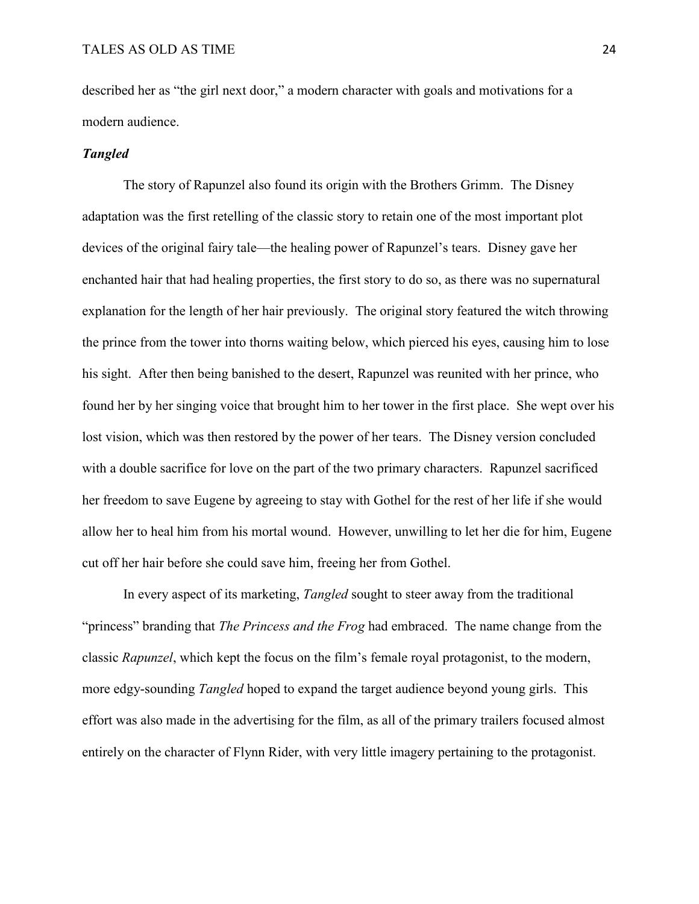described her as "the girl next door," a modern character with goals and motivations for a modern audience.

### *Tangled*

The story of Rapunzel also found its origin with the Brothers Grimm. The Disney adaptation was the first retelling of the classic story to retain one of the most important plot devices of the original fairy tale—the healing power of Rapunzel's tears. Disney gave her enchanted hair that had healing properties, the first story to do so, as there was no supernatural explanation for the length of her hair previously. The original story featured the witch throwing the prince from the tower into thorns waiting below, which pierced his eyes, causing him to lose his sight. After then being banished to the desert, Rapunzel was reunited with her prince, who found her by her singing voice that brought him to her tower in the first place. She wept over his lost vision, which was then restored by the power of her tears. The Disney version concluded with a double sacrifice for love on the part of the two primary characters. Rapunzel sacrificed her freedom to save Eugene by agreeing to stay with Gothel for the rest of her life if she would allow her to heal him from his mortal wound. However, unwilling to let her die for him, Eugene cut off her hair before she could save him, freeing her from Gothel.

In every aspect of its marketing, *Tangled* sought to steer away from the traditional "princess" branding that *The Princess and the Frog* had embraced. The name change from the classic *Rapunzel*, which kept the focus on the film's female royal protagonist, to the modern, more edgy-sounding *Tangled* hoped to expand the target audience beyond young girls. This effort was also made in the advertising for the film, as all of the primary trailers focused almost entirely on the character of Flynn Rider, with very little imagery pertaining to the protagonist.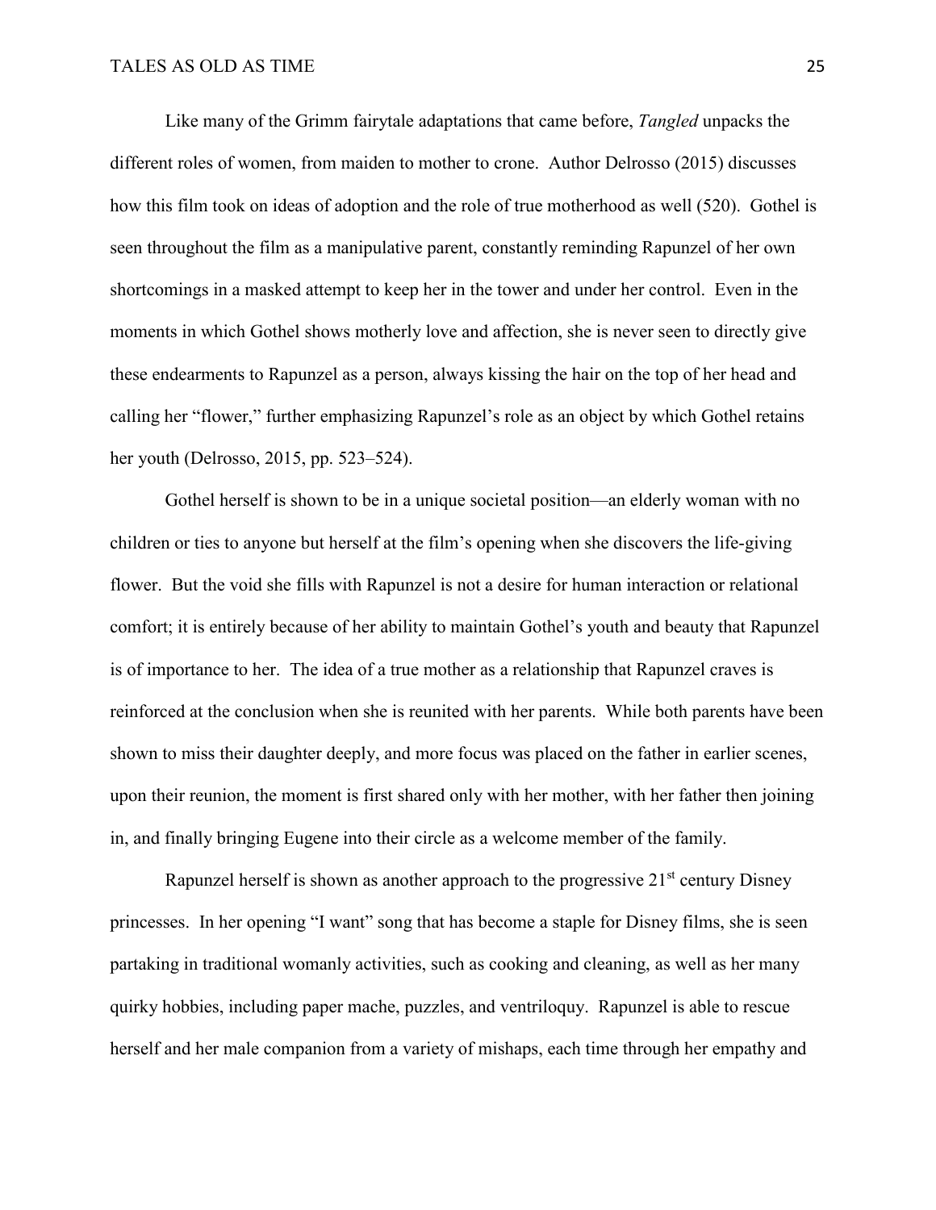Like many of the Grimm fairytale adaptations that came before, *Tangled* unpacks the different roles of women, from maiden to mother to crone. Author Delrosso (2015) discusses how this film took on ideas of adoption and the role of true motherhood as well (520). Gothel is seen throughout the film as a manipulative parent, constantly reminding Rapunzel of her own shortcomings in a masked attempt to keep her in the tower and under her control. Even in the moments in which Gothel shows motherly love and affection, she is never seen to directly give these endearments to Rapunzel as a person, always kissing the hair on the top of her head and calling her "flower," further emphasizing Rapunzel's role as an object by which Gothel retains her youth (Delrosso, 2015, pp. 523–524).

Gothel herself is shown to be in a unique societal position—an elderly woman with no children or ties to anyone but herself at the film's opening when she discovers the life-giving flower. But the void she fills with Rapunzel is not a desire for human interaction or relational comfort; it is entirely because of her ability to maintain Gothel's youth and beauty that Rapunzel is of importance to her. The idea of a true mother as a relationship that Rapunzel craves is reinforced at the conclusion when she is reunited with her parents. While both parents have been shown to miss their daughter deeply, and more focus was placed on the father in earlier scenes, upon their reunion, the moment is first shared only with her mother, with her father then joining in, and finally bringing Eugene into their circle as a welcome member of the family.

Rapunzel herself is shown as another approach to the progressive 21st century Disney princesses. In her opening "I want" song that has become a staple for Disney films, she is seen partaking in traditional womanly activities, such as cooking and cleaning, as well as her many quirky hobbies, including paper mache, puzzles, and ventriloquy. Rapunzel is able to rescue herself and her male companion from a variety of mishaps, each time through her empathy and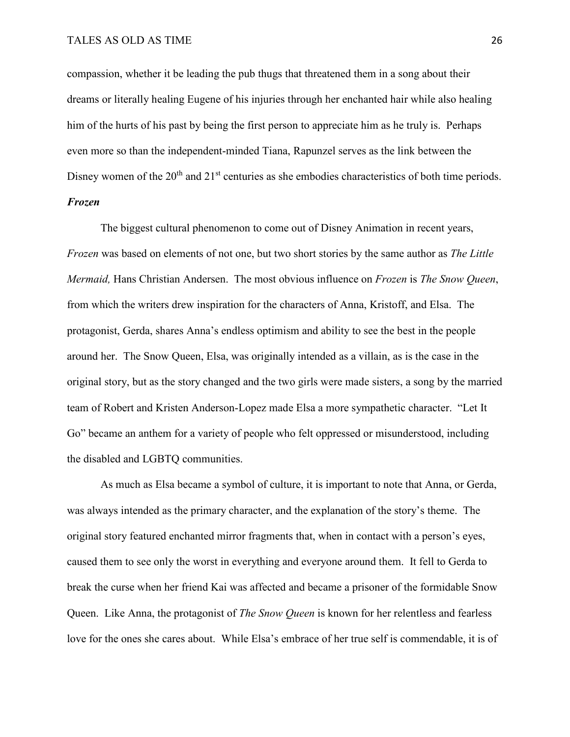compassion, whether it be leading the pub thugs that threatened them in a song about their dreams or literally healing Eugene of his injuries through her enchanted hair while also healing him of the hurts of his past by being the first person to appreciate him as he truly is. Perhaps even more so than the independent-minded Tiana, Rapunzel serves as the link between the Disney women of the 20th and 21st centuries as she embodies characteristics of both time periods.

### *Frozen*

The biggest cultural phenomenon to come out of Disney Animation in recent years, *Frozen* was based on elements of not one, but two short stories by the same author as *The Little Mermaid,* Hans Christian Andersen. The most obvious influence on *Frozen* is *The Snow Queen*, from which the writers drew inspiration for the characters of Anna, Kristoff, and Elsa. The protagonist, Gerda, shares Anna's endless optimism and ability to see the best in the people around her. The Snow Queen, Elsa, was originally intended as a villain, as is the case in the original story, but as the story changed and the two girls were made sisters, a song by the married team of Robert and Kristen Anderson-Lopez made Elsa a more sympathetic character. "Let It Go" became an anthem for a variety of people who felt oppressed or misunderstood, including the disabled and LGBTQ communities.

As much as Elsa became a symbol of culture, it is important to note that Anna, or Gerda, was always intended as the primary character, and the explanation of the story's theme. The original story featured enchanted mirror fragments that, when in contact with a person's eyes, caused them to see only the worst in everything and everyone around them. It fell to Gerda to break the curse when her friend Kai was affected and became a prisoner of the formidable Snow Queen. Like Anna, the protagonist of *The Snow Queen* is known for her relentless and fearless love for the ones she cares about. While Elsa's embrace of her true self is commendable, it is of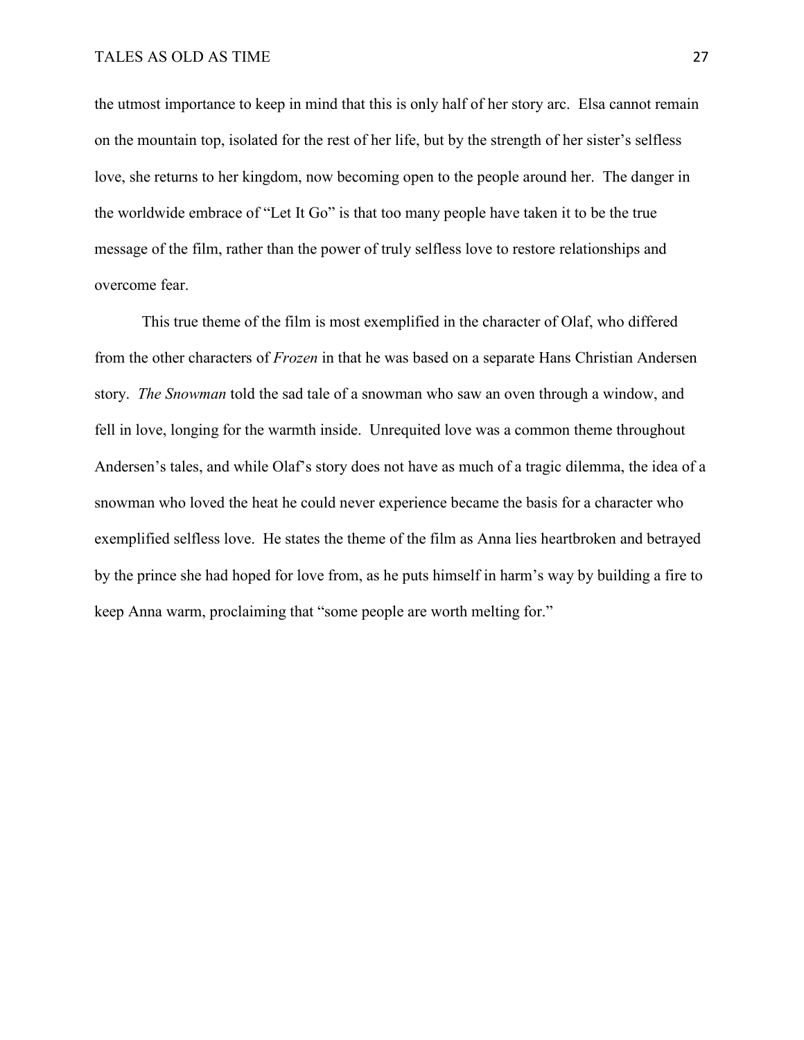the utmost importance to keep in mind that this is only half of her story arc. Elsa cannot remain on the mountain top, isolated for the rest of her life, but by the strength of her sister's selfless love, she returns to her kingdom, now becoming open to the people around her. The danger in the worldwide embrace of "Let It Go" is that too many people have taken it to be the true message of the film, rather than the power of truly selfless love to restore relationships and overcome fear.

This true theme of the film is most exemplified in the character of Olaf, who differed from the other characters of *Frozen* in that he was based on a separate Hans Christian Andersen story. *The Snowman* told the sad tale of a snowman who saw an oven through a window, and fell in love, longing for the warmth inside. Unrequited love was a common theme throughout Andersen's tales, and while Olaf's story does not have as much of a tragic dilemma, the idea of a snowman who loved the heat he could never experience became the basis for a character who exemplified selfless love. He states the theme of the film as Anna lies heartbroken and betrayed by the prince she had hoped for love from, as he puts himself in harm's way by building a fire to keep Anna warm, proclaiming that "some people are worth melting for."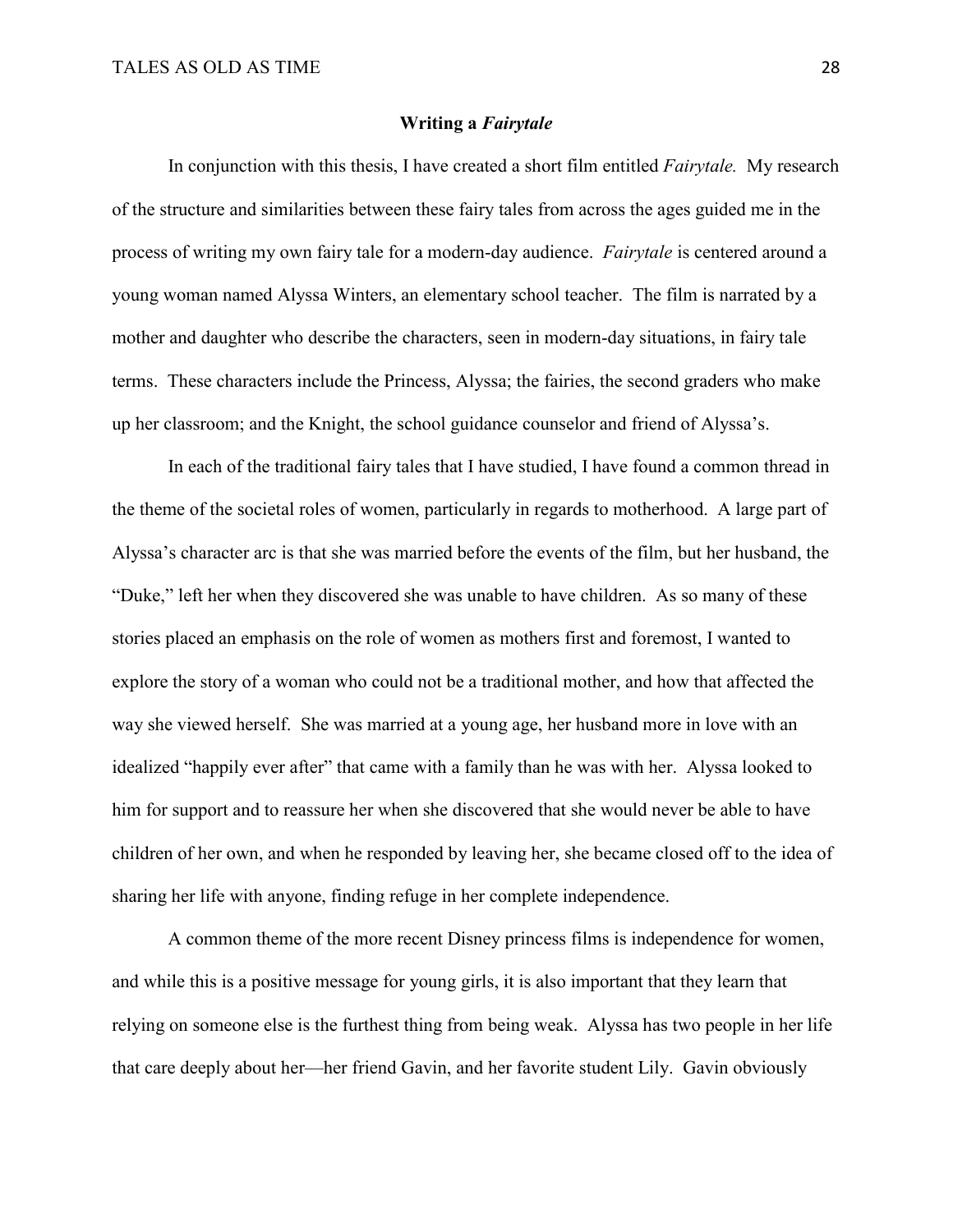## Writing a *Fairytale*

In conjunction with this thesis, I have created a short film entitled *Fairytale.* My research of the structure and similarities between these fairy tales from across the ages guided me in the process of writing my own fairy tale for a modern-day audience. *Fairytale* is centered around a young woman named Alyssa Winters, an elementary school teacher. The film is narrated by a mother and daughter who describe the characters, seen in modern-day situations, in fairy tale terms. These characters include the Princess, Alyssa; the fairies, the second graders who make up her classroom; and the Knight, the school guidance counselor and friend of Alyssa's.

In each of the traditional fairy tales that I have studied, I have found a common thread in the theme of the societal roles of women, particularly in regards to motherhood. A large part of Alyssa's character arc is that she was married before the events of the film, but her husband, the "Duke," left her when they discovered she was unable to have children. As so many of these stories placed an emphasis on the role of women as mothers first and foremost, I wanted to explore the story of a woman who could not be a traditional mother, and how that affected the way she viewed herself. She was married at a young age, her husband more in love with an idealized "happily ever after" that came with a family than he was with her. Alyssa looked to him for support and to reassure her when she discovered that she would never be able to have children of her own, and when he responded by leaving her, she became closed off to the idea of sharing her life with anyone, finding refuge in her complete independence.

A common theme of the more recent Disney princess films is independence for women, and while this is a positive message for young girls, it is also important that they learn that relying on someone else is the furthest thing from being weak. Alyssa has two people in her life that care deeply about her—her friend Gavin, and her favorite student Lily. Gavin obviously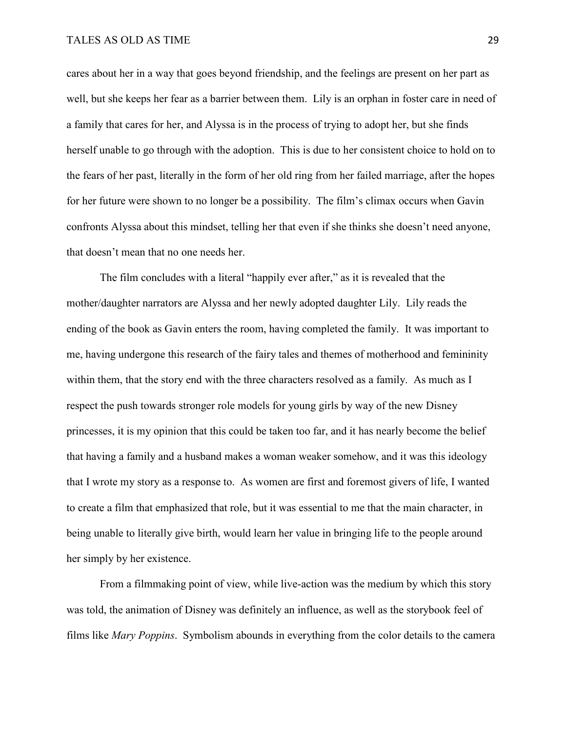cares about her in a way that goes beyond friendship, and the feelings are present on her part as well, but she keeps her fear as a barrier between them. Lily is an orphan in foster care in need of a family that cares for her, and Alyssa is in the process of trying to adopt her, but she finds herself unable to go through with the adoption. This is due to her consistent choice to hold on to the fears of her past, literally in the form of her old ring from her failed marriage, after the hopes for her future were shown to no longer be a possibility. The film's climax occurs when Gavin confronts Alyssa about this mindset, telling her that even if she thinks she doesn't need anyone, that doesn't mean that no one needs her.

The film concludes with a literal "happily ever after," as it is revealed that the mother/daughter narrators are Alyssa and her newly adopted daughter Lily. Lily reads the ending of the book as Gavin enters the room, having completed the family. It was important to me, having undergone this research of the fairy tales and themes of motherhood and femininity within them, that the story end with the three characters resolved as a family. As much as I respect the push towards stronger role models for young girls by way of the new Disney princesses, it is my opinion that this could be taken too far, and it has nearly become the belief that having a family and a husband makes a woman weaker somehow, and it was this ideology that I wrote my story as a response to. As women are first and foremost givers of life, I wanted to create a film that emphasized that role, but it was essential to me that the main character, in being unable to literally give birth, would learn her value in bringing life to the people around her simply by her existence.

From a filmmaking point of view, while live-action was the medium by which this story was told, the animation of Disney was definitely an influence, as well as the storybook feel of films like *Mary Poppins*. Symbolism abounds in everything from the color details to the camera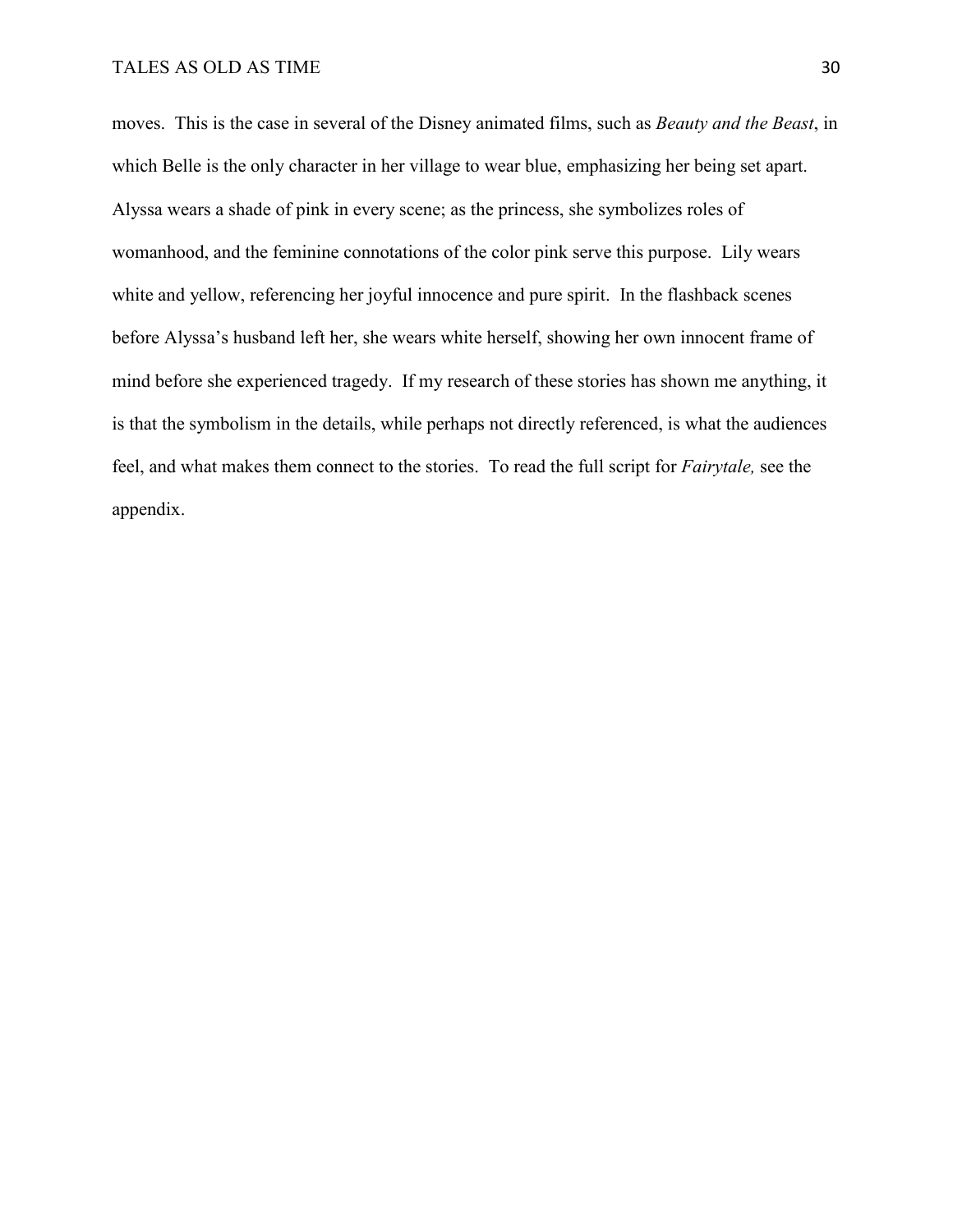moves. This is the case in several of the Disney animated films, such as *Beauty and the Beast*, in which Belle is the only character in her village to wear blue, emphasizing her being set apart. Alyssa wears a shade of pink in every scene; as the princess, she symbolizes roles of womanhood, and the feminine connotations of the color pink serve this purpose. Lily wears white and yellow, referencing her joyful innocence and pure spirit. In the flashback scenes before Alyssa's husband left her, she wears white herself, showing her own innocent frame of mind before she experienced tragedy. If my research of these stories has shown me anything, it is that the symbolism in the details, while perhaps not directly referenced, is what the audiences feel, and what makes them connect to the stories. To read the full script for *Fairytale,* see the appendix.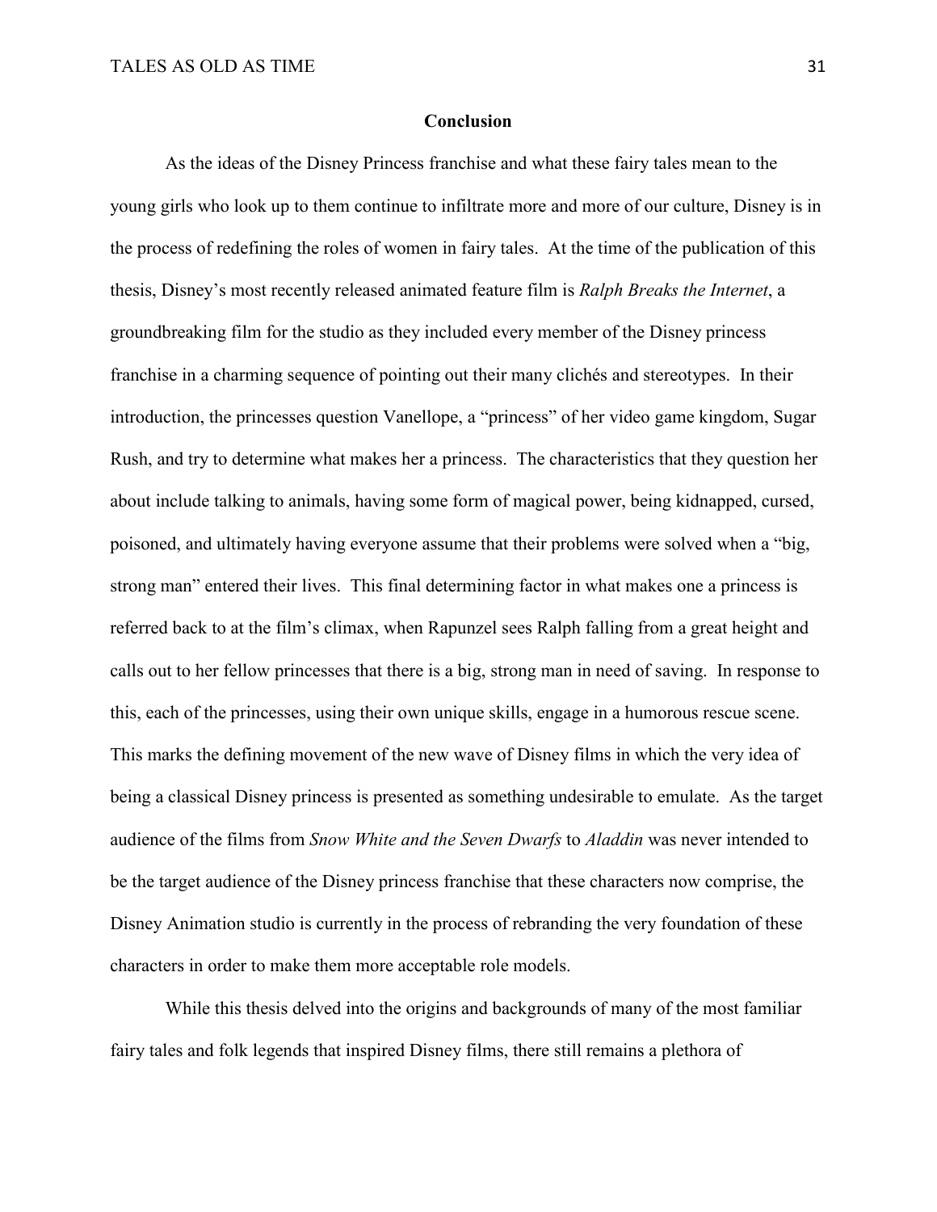## Conclusion

As the ideas of the Disney Princess franchise and what these fairy tales mean to the young girls who look up to them continue to infiltrate more and more of our culture, Disney is in the process of redefining the roles of women in fairy tales. At the time of the publication of this thesis, Disney's most recently released animated feature film is *Ralph Breaks the Internet*, a groundbreaking film for the studio as they included every member of the Disney princess franchise in a charming sequence of pointing out their many clichés and stereotypes. In their introduction, the princesses question Vanellope, a "princess" of her video game kingdom, Sugar Rush, and try to determine what makes her a princess. The characteristics that they question her about include talking to animals, having some form of magical power, being kidnapped, cursed, poisoned, and ultimately having everyone assume that their problems were solved when a "big, strong man" entered their lives. This final determining factor in what makes one a princess is referred back to at the film's climax, when Rapunzel sees Ralph falling from a great height and calls out to her fellow princesses that there is a big, strong man in need of saving. In response to this, each of the princesses, using their own unique skills, engage in a humorous rescue scene. This marks the defining movement of the new wave of Disney films in which the very idea of being a classical Disney princess is presented as something undesirable to emulate. As the target audience of the films from *Snow White and the Seven Dwarfs* to *Aladdin* was never intended to be the target audience of the Disney princess franchise that these characters now comprise, the Disney Animation studio is currently in the process of rebranding the very foundation of these characters in order to make them more acceptable role models.

While this thesis delved into the origins and backgrounds of many of the most familiar fairy tales and folk legends that inspired Disney films, there still remains a plethora of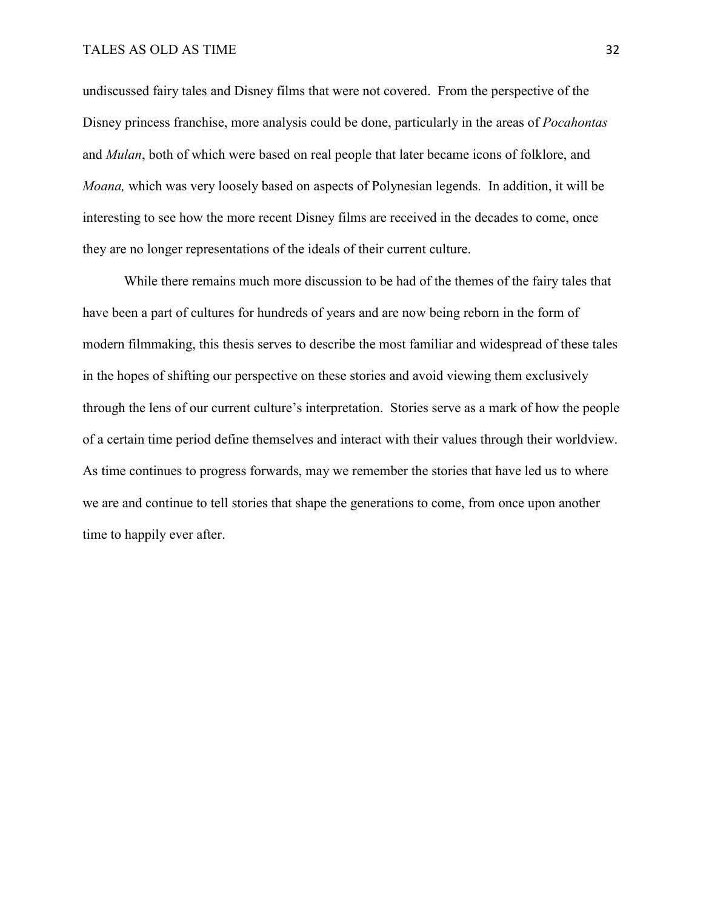undiscussed fairy tales and Disney films that were not covered.  From the perspective of the Disney princess franchise, more analysis could be done, particularly in the areas of *Pocahontas* and *Mulan*, both of which were based on real people that later became icons of folklore, and *Moana,* which was very loosely based on aspects of Polynesian legends.  In addition, it will be interesting to see how the more recent Disney films are received in the decades to come, once they are no longer representations of the ideals of their current culture.

While there remains much more discussion to be had of the themes of the fairy tales that have been a part of cultures for hundreds of years and are now being reborn in the form of modern filmmaking, this thesis serves to describe the most familiar and widespread of these tales in the hopes of shifting our perspective on these stories and avoid viewing them exclusively through the lens of our current culture's interpretation.  Stories serve as a mark of how the people of a certain time period define themselves and interact with their values through their worldview.  As time continues to progress forwards, may we remember the stories that have led us to where we are and continue to tell stories that shape the generations to come, from once upon another time to happily ever after.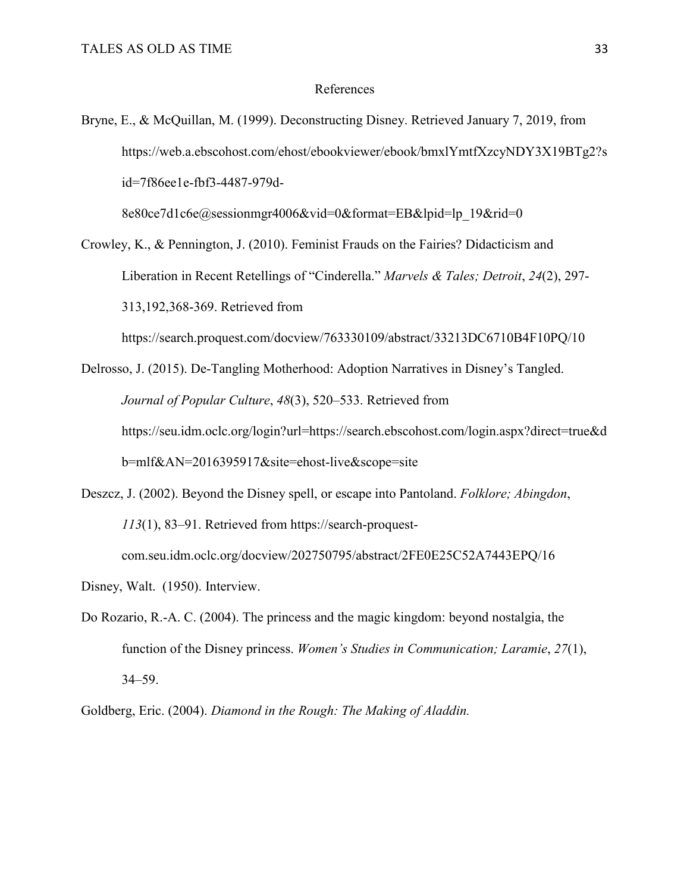# References

Bryne, E., & McQuillan, M. (1999). Deconstructing Disney. Retrieved January 7, 2019, from https://web.a.ebscohost.com/ehost/ebookviewer/ebook/bmxlYmtfXzcyNDY3X19BTg2?sid=7f86ee1e-fbf3-4487-979d-8e80ce7d1c6e@sessionmgr4006&vid=0&format=EB&lpid=lp_19&rid=0

Crowley, K., & Pennington, J. (2010). Feminist Frauds on the Fairies? Didacticism and Liberation in Recent Retellings of "Cinderella." *Marvels & Tales; Detroit*, *24*(2), 297-313,192,368-369. Retrieved from https://search.proquest.com/docview/763330109/abstract/33213DC6710B4F10PQ/10

Delrosso, J. (2015). De-Tangling Motherhood: Adoption Narratives in Disney's Tangled. *Journal of Popular Culture*, *48*(3), 520–533. Retrieved from https://seu.idm.oclc.org/login?url=https://search.ebscohost.com/login.aspx?direct=true&db=mlf&AN=2016395917&site=ehost-live&scope=site

Deszcz, J. (2002). Beyond the Disney spell, or escape into Pantoland. *Folklore; Abingdon*, *113*(1), 83–91. Retrieved from https://search-proquest-com.seu.idm.oclc.org/docview/202750795/abstract/2FE0E25C52A7443EPQ/16

Disney, Walt. (1950). Interview.

Do Rozario, R.-A. C. (2004). The princess and the magic kingdom: beyond nostalgia, the function of the Disney princess. *Women's Studies in Communication; Laramie*, *27*(1), 34–59.

Goldberg, Eric. (2004). *Diamond in the Rough: The Making of Aladdin.*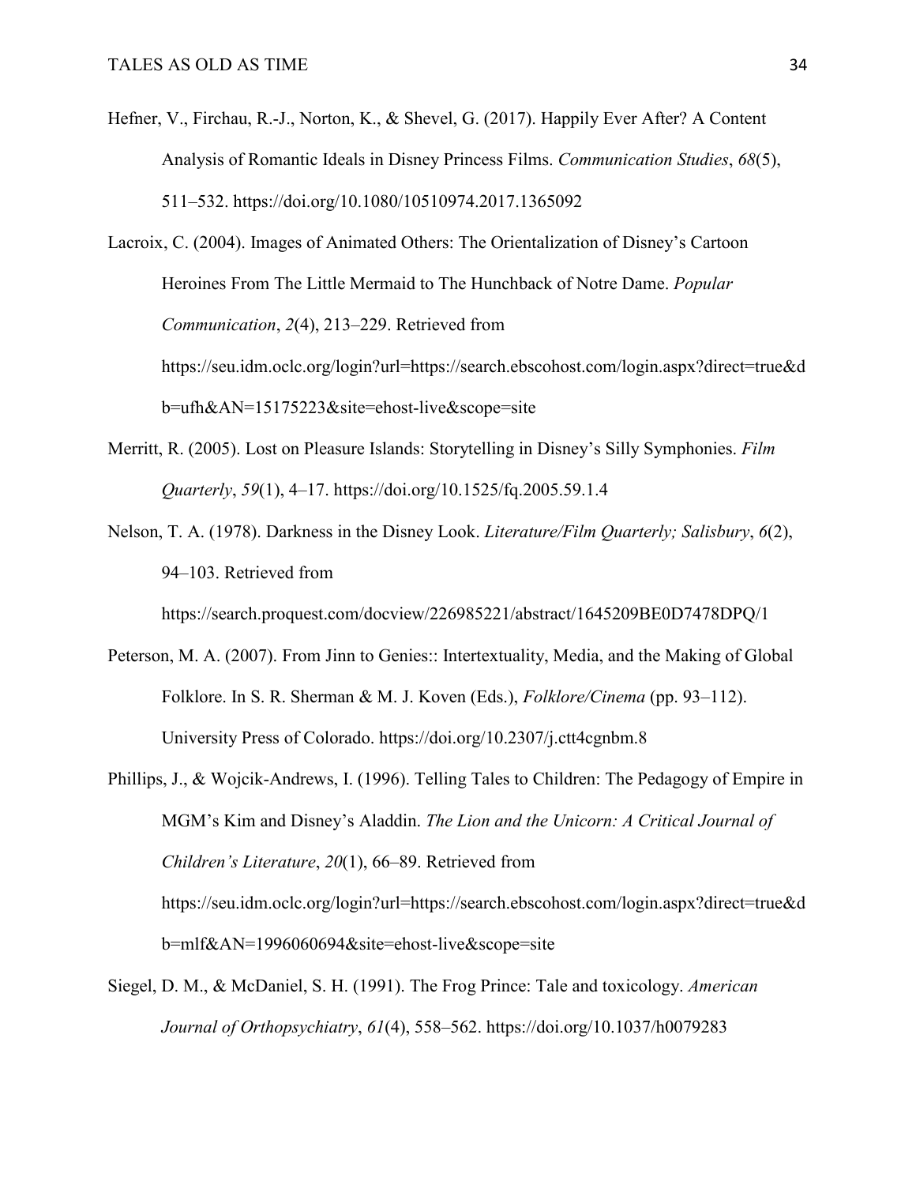Hefner, V., Firchau, R.-J., Norton, K., & Shevel, G. (2017). Happily Ever After? A Content Analysis of Romantic Ideals in Disney Princess Films. *Communication Studies*, *68*(5), 511–532. https://doi.org/10.1080/10510974.2017.1365092

Lacroix, C. (2004). Images of Animated Others: The Orientalization of Disney's Cartoon Heroines From The Little Mermaid to The Hunchback of Notre Dame. *Popular Communication*, *2*(4), 213–229. Retrieved from https://seu.idm.oclc.org/login?url=https://search.ebscohost.com/login.aspx?direct=true&db=ufh&AN=15175223&site=ehost-live&scope=site

Merritt, R. (2005). Lost on Pleasure Islands: Storytelling in Disney's Silly Symphonies. *Film Quarterly*, *59*(1), 4–17. https://doi.org/10.1525/fq.2005.59.1.4

Nelson, T. A. (1978). Darkness in the Disney Look. *Literature/Film Quarterly; Salisbury*, *6*(2), 94–103. Retrieved from https://search.proquest.com/docview/226985221/abstract/1645209BE0D7478DPQ/1

Peterson, M. A. (2007). From Jinn to Genies:: Intertextuality, Media, and the Making of Global Folklore. In S. R. Sherman & M. J. Koven (Eds.), *Folklore/Cinema* (pp. 93–112). University Press of Colorado. https://doi.org/10.2307/j.ctt4cgnbm.8

Phillips, J., & Wojcik-Andrews, I. (1996). Telling Tales to Children: The Pedagogy of Empire in MGM's Kim and Disney's Aladdin. *The Lion and the Unicorn: A Critical Journal of Children's Literature*, *20*(1), 66–89. Retrieved from https://seu.idm.oclc.org/login?url=https://search.ebscohost.com/login.aspx?direct=true&db=mlf&AN=1996060694&site=ehost-live&scope=site

Siegel, D. M., & McDaniel, S. H. (1991). The Frog Prince: Tale and toxicology. *American Journal of Orthopsychiatry*, *61*(4), 558–562. https://doi.org/10.1037/h0079283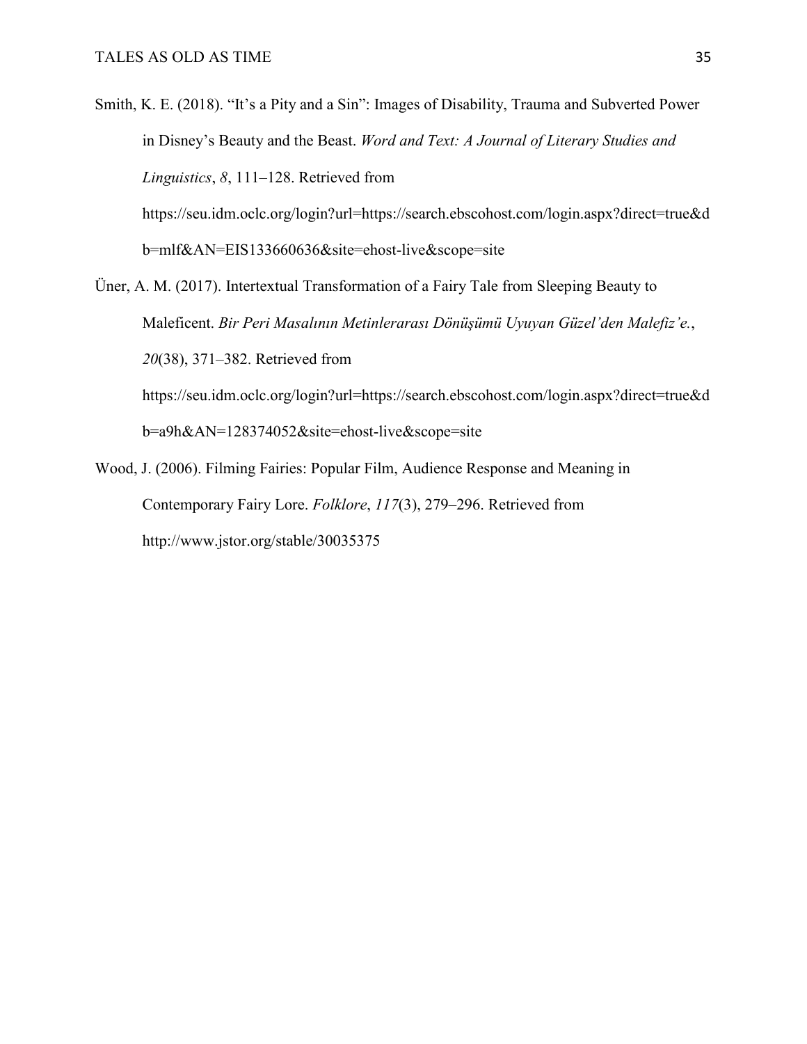Smith, K. E. (2018). “It’s a Pity and a Sin”: Images of Disability, Trauma and Subverted Power in Disney’s Beauty and the Beast. *Word and Text: A Journal of Literary Studies and Linguistics*, *8*, 111–128. Retrieved from https://seu.idm.oclc.org/login?url=https://search.ebscohost.com/login.aspx?direct=true&db=mlf&AN=EIS133660636&site=ehost-live&scope=site

Üner, A. M. (2017). Intertextual Transformation of a Fairy Tale from Sleeping Beauty to Maleficent. *Bir Peri Masalının Metinlerarası Dönüşümü Uyuyan Güzel’den Malefiz’e.*, *20*(38), 371–382. Retrieved from https://seu.idm.oclc.org/login?url=https://search.ebscohost.com/login.aspx?direct=true&db=a9h&AN=128374052&site=ehost-live&scope=site

Wood, J. (2006). Filming Fairies: Popular Film, Audience Response and Meaning in Contemporary Fairy Lore. *Folklore*, *117*(3), 279–296. Retrieved from http://www.jstor.org/stable/30035375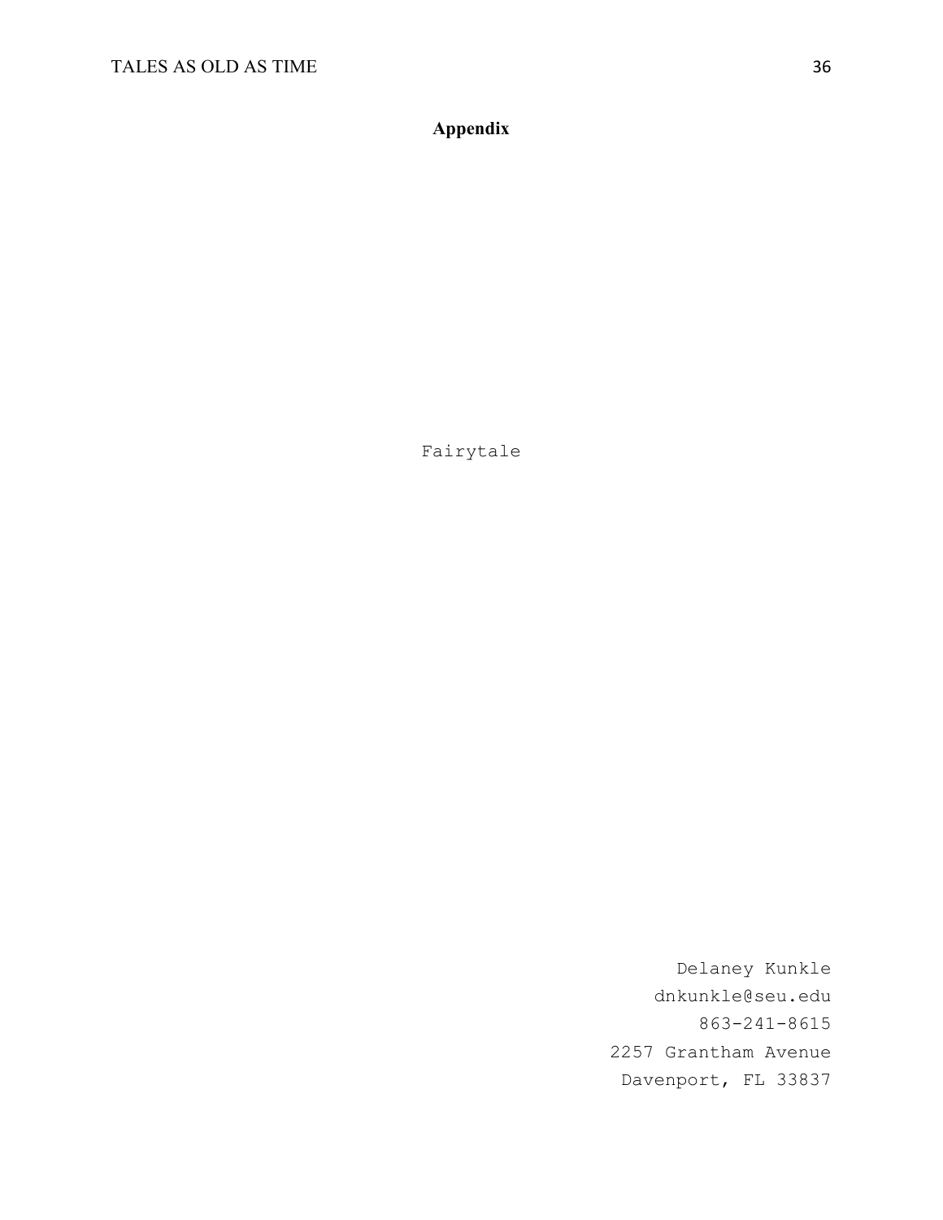**Appendix**

Fairytale

Delaney Kunkle
dnkunkle@seu.edu
863-241-8615
2257 Grantham Avenue
Davenport, FL 33837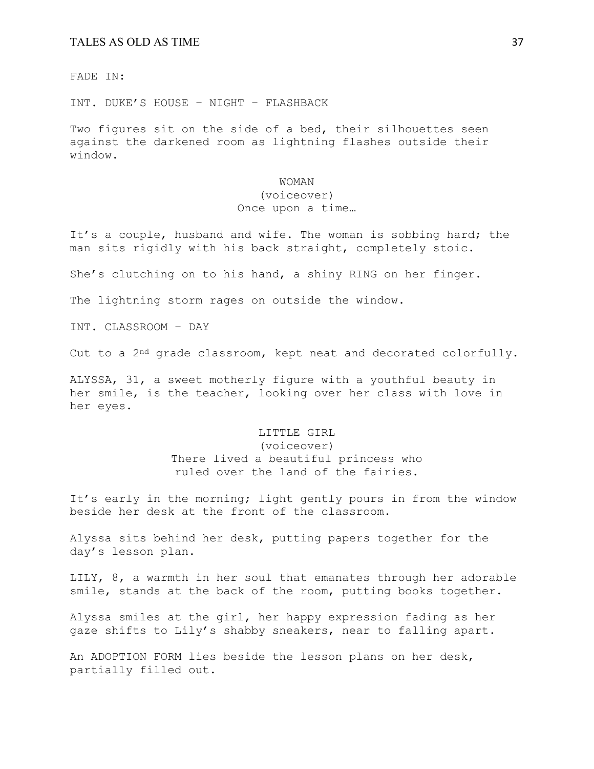FADE IN:

INT. DUKE'S HOUSE – NIGHT – FLASHBACK

Two figures sit on the side of a bed, their silhouettes seen against the darkened room as lightning flashes outside their window.

WOMAN
(voiceover)
Once upon a time…

It's a couple, husband and wife. The woman is sobbing hard; the man sits rigidly with his back straight, completely stoic.

She's clutching on to his hand, a shiny RING on her finger.

The lightning storm rages on outside the window.

INT. CLASSROOM – DAY

Cut to a 2nd grade classroom, kept neat and decorated colorfully.

ALYSSA, 31, a sweet motherly figure with a youthful beauty in her smile, is the teacher, looking over her class with love in her eyes.

LITTLE GIRL
(voiceover)
There lived a beautiful princess who ruled over the land of the fairies.

It's early in the morning; light gently pours in from the window beside her desk at the front of the classroom.

Alyssa sits behind her desk, putting papers together for the day's lesson plan.

LILY, 8, a warmth in her soul that emanates through her adorable smile, stands at the back of the room, putting books together.

Alyssa smiles at the girl, her happy expression fading as her gaze shifts to Lily's shabby sneakers, near to falling apart.

An ADOPTION FORM lies beside the lesson plans on her desk, partially filled out.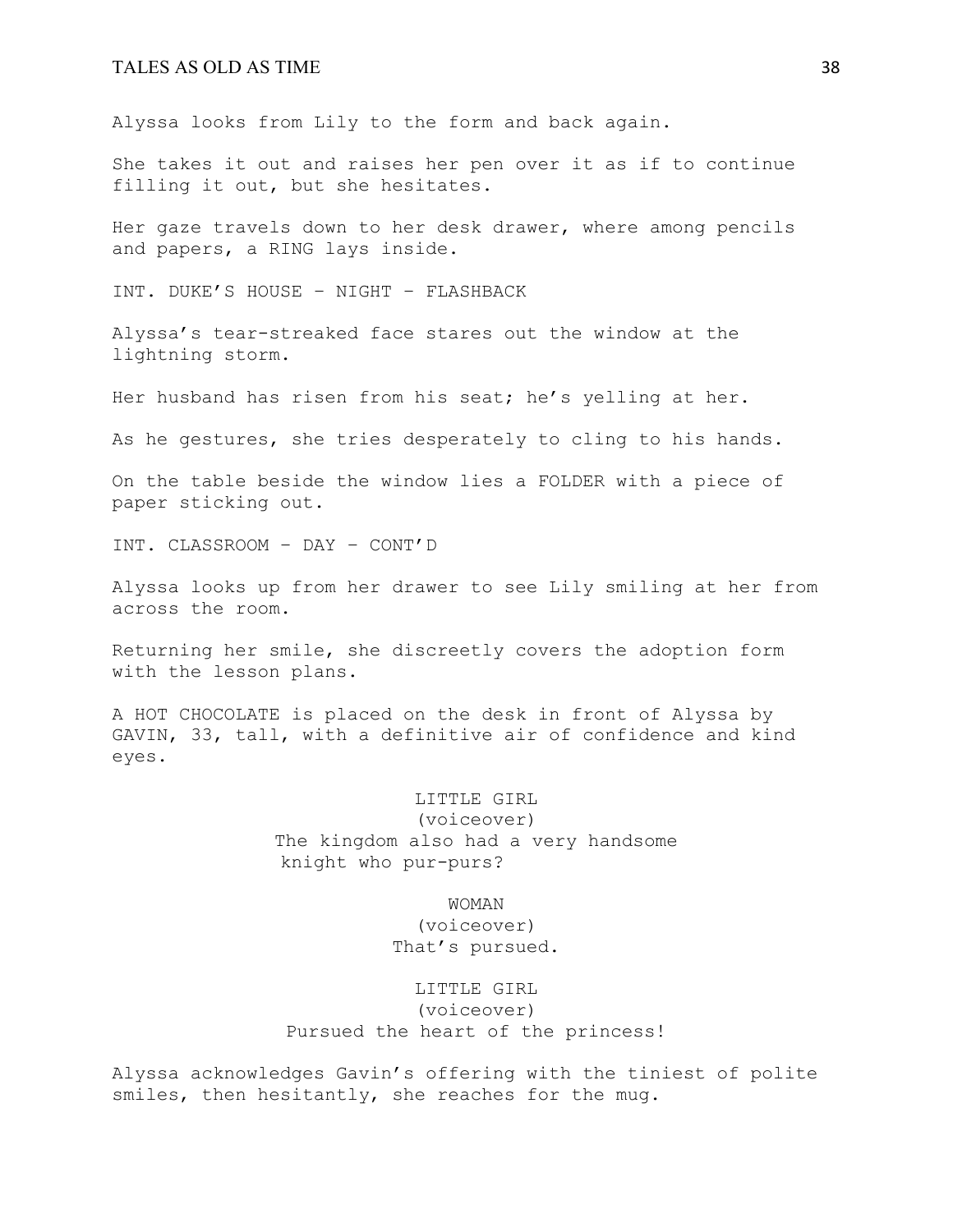Alyssa looks from Lily to the form and back again.

She takes it out and raises her pen over it as if to continue filling it out, but she hesitates.

Her gaze travels down to her desk drawer, where among pencils and papers, a RING lays inside.

INT. DUKE'S HOUSE – NIGHT – FLASHBACK

Alyssa's tear-streaked face stares out the window at the lightning storm.

Her husband has risen from his seat; he's yelling at her.

As he gestures, she tries desperately to cling to his hands.

On the table beside the window lies a FOLDER with a piece of paper sticking out.

INT. CLASSROOM – DAY – CONT'D

Alyssa looks up from her drawer to see Lily smiling at her from across the room.

Returning her smile, she discreetly covers the adoption form with the lesson plans.

A HOT CHOCOLATE is placed on the desk in front of Alyssa by GAVIN, 33, tall, with a definitive air of confidence and kind eyes.

LITTLE GIRL
(voiceover)
The kingdom also had a very handsome knight who pur-purs?

WOMAN
(voiceover)
That's pursued.

LITTLE GIRL
(voiceover)
Pursued the heart of the princess!

Alyssa acknowledges Gavin's offering with the tiniest of polite smiles, then hesitantly, she reaches for the mug.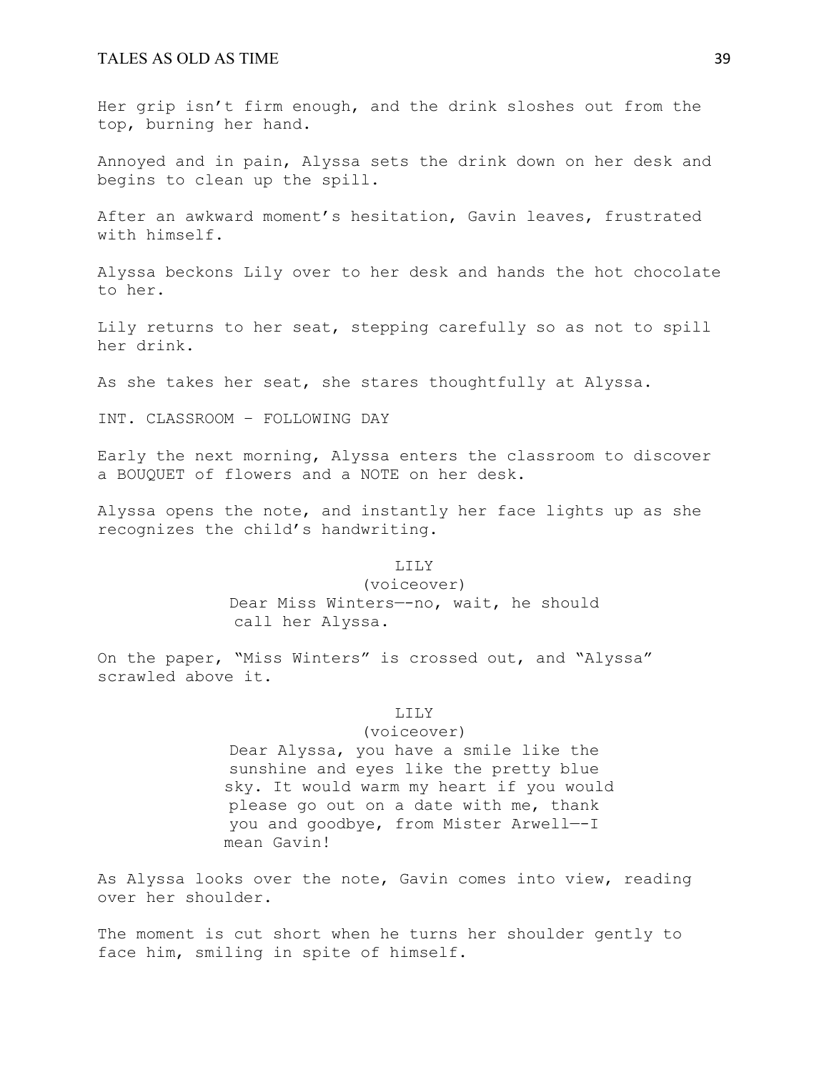Her grip isn't firm enough, and the drink sloshes out from the top, burning her hand.

Annoyed and in pain, Alyssa sets the drink down on her desk and begins to clean up the spill.

After an awkward moment's hesitation, Gavin leaves, frustrated with himself.

Alyssa beckons Lily over to her desk and hands the hot chocolate to her.

Lily returns to her seat, stepping carefully so as not to spill her drink.

As she takes her seat, she stares thoughtfully at Alyssa.

INT. CLASSROOM – FOLLOWING DAY

Early the next morning, Alyssa enters the classroom to discover a BOUQUET of flowers and a NOTE on her desk.

Alyssa opens the note, and instantly her face lights up as she recognizes the child's handwriting.

LILY
(voiceover)
Dear Miss Winters—-no, wait, he should call her Alyssa.

On the paper, "Miss Winters" is crossed out, and "Alyssa" scrawled above it.

LILY
(voiceover)
Dear Alyssa, you have a smile like the sunshine and eyes like the pretty blue sky. It would warm my heart if you would please go out on a date with me, thank you and goodbye, from Mister Arwell—-I mean Gavin!

As Alyssa looks over the note, Gavin comes into view, reading over her shoulder.

The moment is cut short when he turns her shoulder gently to face him, smiling in spite of himself.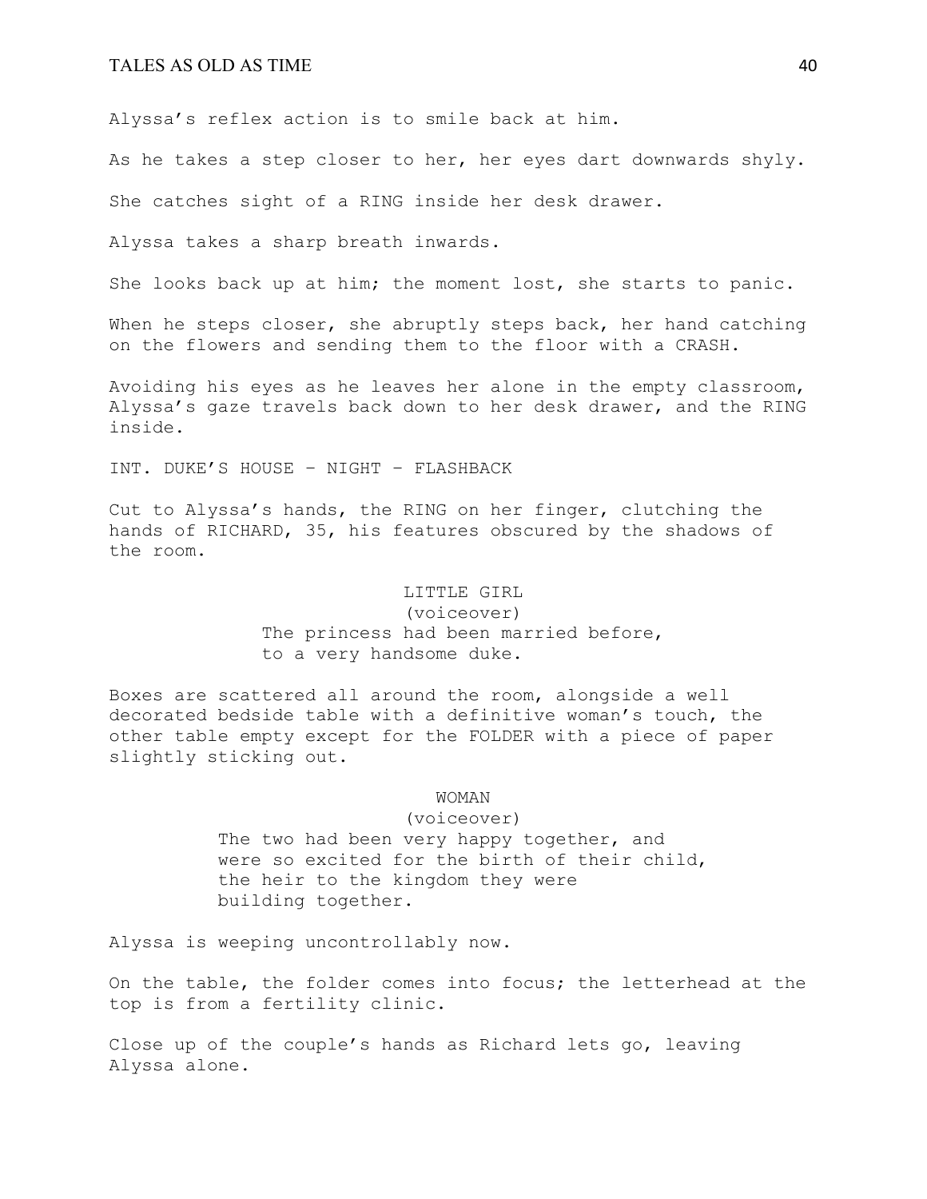Alyssa's reflex action is to smile back at him.

As he takes a step closer to her, her eyes dart downwards shyly.

She catches sight of a RING inside her desk drawer.

Alyssa takes a sharp breath inwards.

She looks back up at him; the moment lost, she starts to panic.

When he steps closer, she abruptly steps back, her hand catching on the flowers and sending them to the floor with a CRASH.

Avoiding his eyes as he leaves her alone in the empty classroom, Alyssa's gaze travels back down to her desk drawer, and the RING inside.

INT. DUKE'S HOUSE – NIGHT – FLASHBACK

Cut to Alyssa's hands, the RING on her finger, clutching the hands of RICHARD, 35, his features obscured by the shadows of the room.

LITTLE GIRL
(voiceover)
The princess had been married before, to a very handsome duke.

Boxes are scattered all around the room, alongside a well decorated bedside table with a definitive woman's touch, the other table empty except for the FOLDER with a piece of paper slightly sticking out.

WOMAN
(voiceover)
The two had been very happy together, and were so excited for the birth of their child, the heir to the kingdom they were building together.

Alyssa is weeping uncontrollably now.

On the table, the folder comes into focus; the letterhead at the top is from a fertility clinic.

Close up of the couple's hands as Richard lets go, leaving Alyssa alone.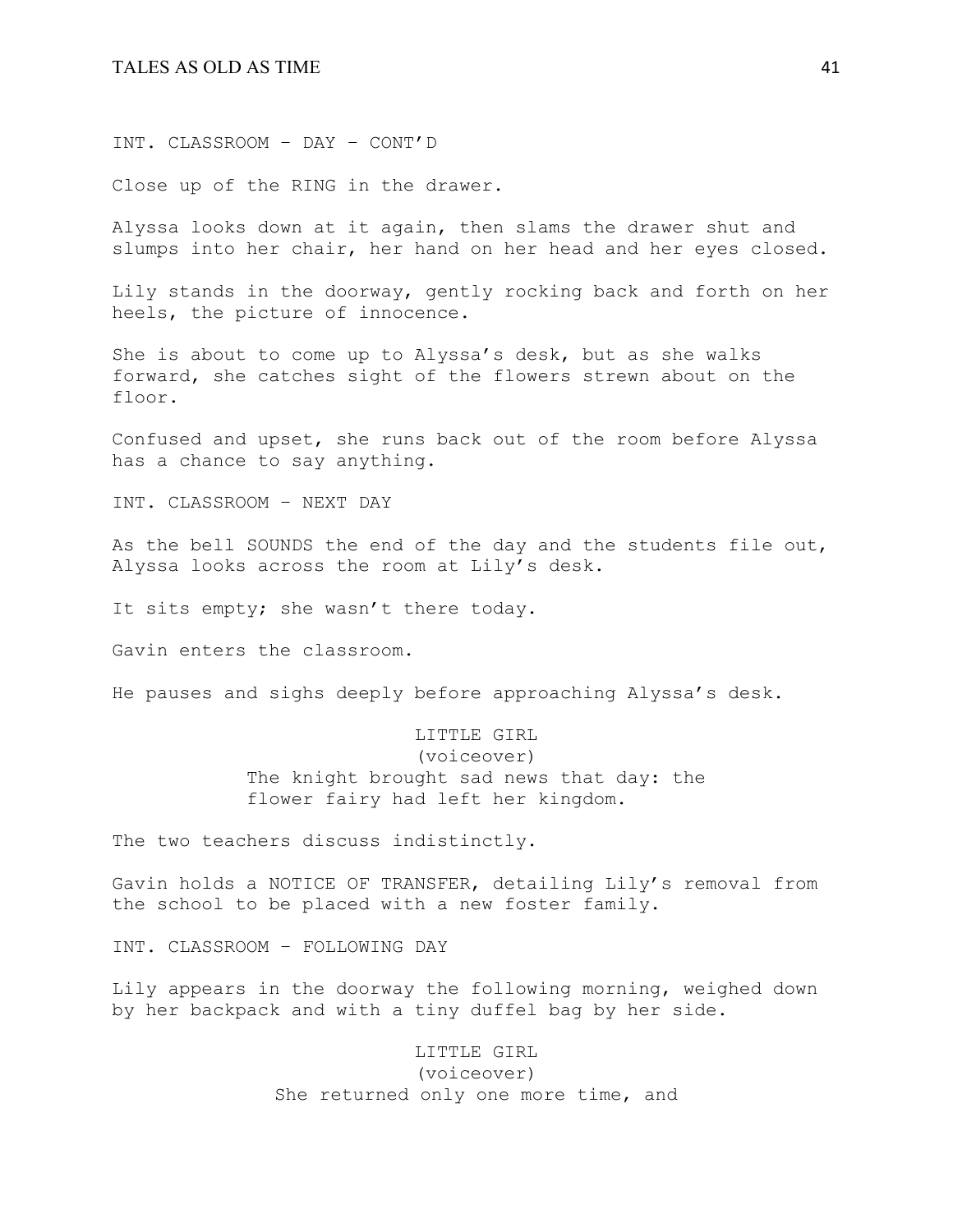INT. CLASSROOM – DAY – CONT'D

Close up of the RING in the drawer.

Alyssa looks down at it again, then slams the drawer shut and slumps into her chair, her hand on her head and her eyes closed.

Lily stands in the doorway, gently rocking back and forth on her heels, the picture of innocence.

She is about to come up to Alyssa's desk, but as she walks forward, she catches sight of the flowers strewn about on the floor.

Confused and upset, she runs back out of the room before Alyssa has a chance to say anything.

INT. CLASSROOM – NEXT DAY

As the bell SOUNDS the end of the day and the students file out, Alyssa looks across the room at Lily's desk.

It sits empty; she wasn't there today.

Gavin enters the classroom.

He pauses and sighs deeply before approaching Alyssa's desk.

LITTLE GIRL
(voiceover)
The knight brought sad news that day: the flower fairy had left her kingdom.

The two teachers discuss indistinctly.

Gavin holds a NOTICE OF TRANSFER, detailing Lily's removal from the school to be placed with a new foster family.

INT. CLASSROOM – FOLLOWING DAY

Lily appears in the doorway the following morning, weighed down by her backpack and with a tiny duffel bag by her side.

LITTLE GIRL
(voiceover)
She returned only one more time, and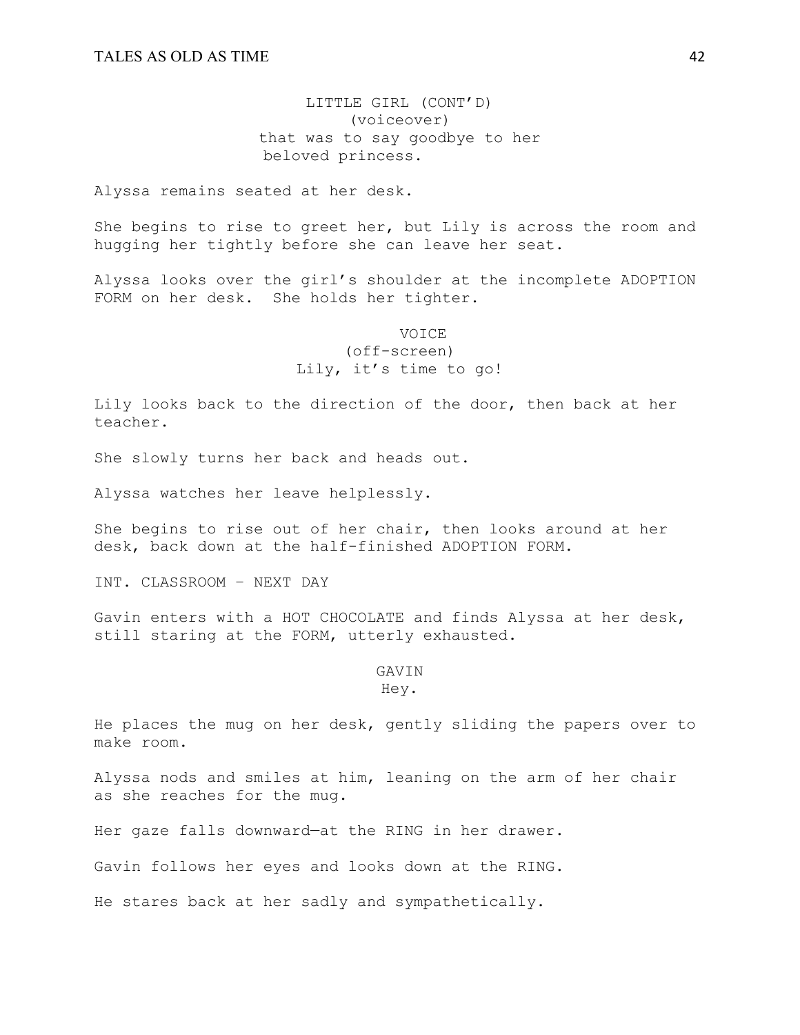LITTLE GIRL (CONT'D)
(voiceover)
that was to say goodbye to her beloved princess.

Alyssa remains seated at her desk.

She begins to rise to greet her, but Lily is across the room and hugging her tightly before she can leave her seat.

Alyssa looks over the girl's shoulder at the incomplete ADOPTION FORM on her desk. She holds her tighter.

VOICE
(off-screen)
Lily, it's time to go!

Lily looks back to the direction of the door, then back at her teacher.

She slowly turns her back and heads out.

Alyssa watches her leave helplessly.

She begins to rise out of her chair, then looks around at her desk, back down at the half-finished ADOPTION FORM.

INT. CLASSROOM – NEXT DAY

Gavin enters with a HOT CHOCOLATE and finds Alyssa at her desk, still staring at the FORM, utterly exhausted.

GAVIN
Hey.

He places the mug on her desk, gently sliding the papers over to make room.

Alyssa nods and smiles at him, leaning on the arm of her chair as she reaches for the mug.

Her gaze falls downward—at the RING in her drawer.

Gavin follows her eyes and looks down at the RING.

He stares back at her sadly and sympathetically.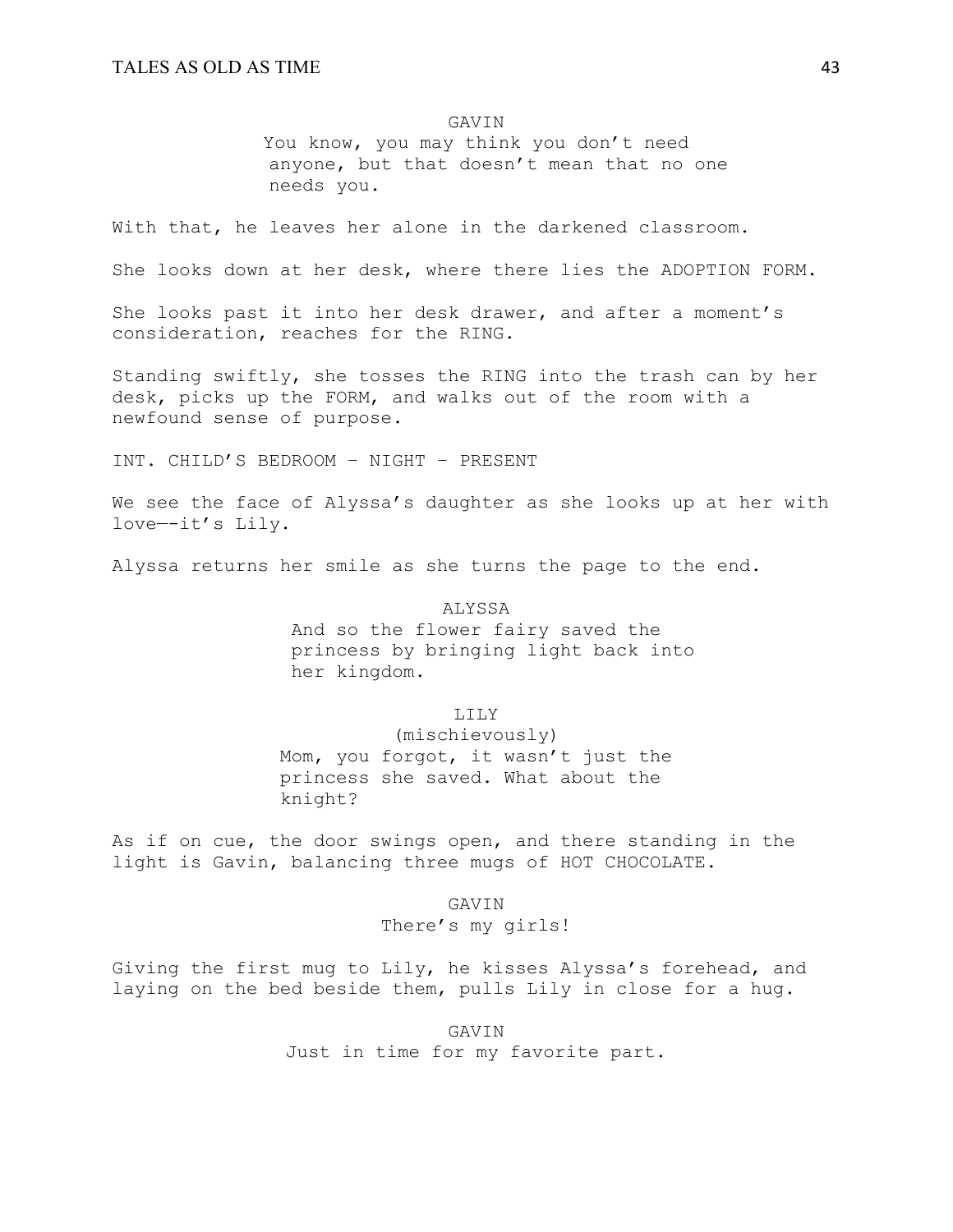GAVIN

You know, you may think you don't need anyone, but that doesn't mean that no one needs you.

With that, he leaves her alone in the darkened classroom.

She looks down at her desk, where there lies the ADOPTION FORM.

She looks past it into her desk drawer, and after a moment's consideration, reaches for the RING.

Standing swiftly, she tosses the RING into the trash can by her desk, picks up the FORM, and walks out of the room with a newfound sense of purpose.

INT. CHILD'S BEDROOM – NIGHT – PRESENT

We see the face of Alyssa's daughter as she looks up at her with love—-it's Lily.

Alyssa returns her smile as she turns the page to the end.

ALYSSA

And so the flower fairy saved the princess by bringing light back into her kingdom.

LILY

(mischievously)

Mom, you forgot, it wasn't just the princess she saved. What about the knight?

As if on cue, the door swings open, and there standing in the light is Gavin, balancing three mugs of HOT CHOCOLATE.

GAVIN

There's my girls!

Giving the first mug to Lily, he kisses Alyssa's forehead, and laying on the bed beside them, pulls Lily in close for a hug.

GAVIN

Just in time for my favorite part.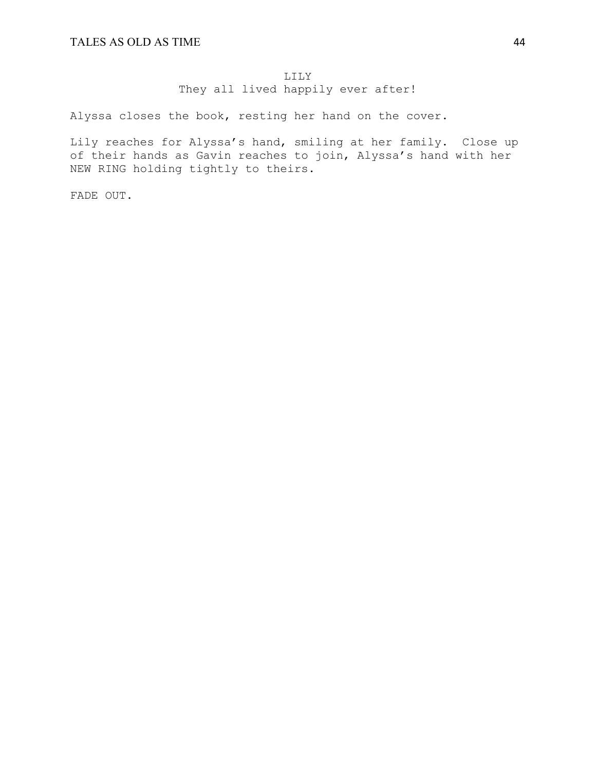LILY

They all lived happily ever after!

Alyssa closes the book, resting her hand on the cover.

Lily reaches for Alyssa's hand, smiling at her family. Close up of their hands as Gavin reaches to join, Alyssa's hand with her NEW RING holding tightly to theirs.

FADE OUT.